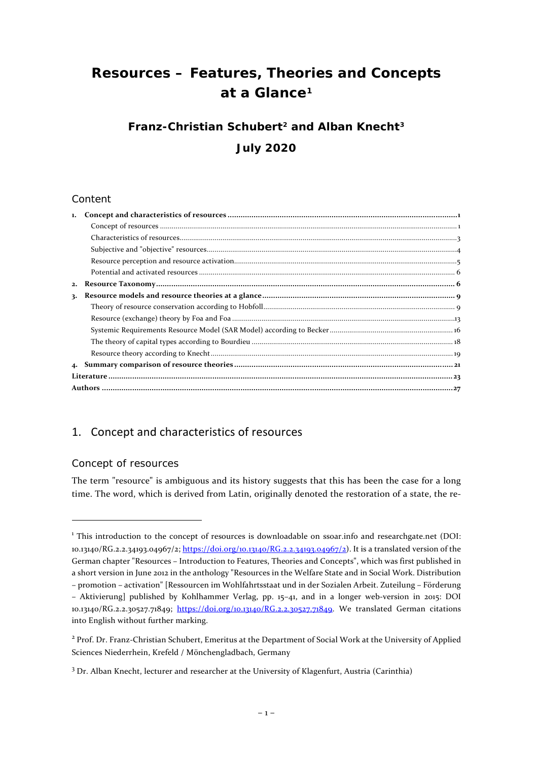# Resources – Features, Theories and Concepts at a Glance[1]

## Franz-Christian Schubert[2] and Alban Knecht[3]

## July 2020

### Content

1. **Concept and characteristics of resources** ..... 1
   - Concept of resources ..... 1
   - Characteristics of resources ..... 3
   - Subjective and "objective" resources ..... 4
   - Resource perception and resource activation ..... 5
   - Potential and activated resources ..... 6
2. **Resource Taxonomy** ..... 6
3. **Resource models and resource theories at a glance** ..... 9
   - Theory of resource conservation according to Hobfoll ..... 9
   - Resource (exchange) theory by Foa and Foa ..... 13
   - Systemic Requirements Resource Model (SAR Model) according to Becker ..... 16
   - The theory of capital types according to Bourdieu ..... 18
   - Resource theory according to Knecht ..... 19
4. **Summary comparison of resource theories** ..... 21

**Literature** ..... 23

**Authors** ..... 27

## 1. Concept and characteristics of resources

### Concept of resources

The term "resource" is ambiguous and its history suggests that this has been the case for a long time. The word, which is derived from Latin, originally denoted the restoration of a state, the re-

---

[1] This introduction to the concept of resources is downloadable on ssoar.info and researchgate.net (DOI: 10.13140/RG.2.2.34193.04967/2; https://doi.org/10.13140/RG.2.2.34193.04967/2). It is a translated version of the German chapter "Resources – Introduction to Features, Theories and Concepts", which was first published in a short version in June 2012 in the anthology "Resources in the Welfare State and in Social Work. Distribution – promotion – activation" [Ressourcen im Wohlfahrtsstaat und in der Sozialen Arbeit. Zuteilung – Förderung – Aktivierung] published by Kohlhammer Verlag, pp. 15–41, and in a longer web-version in 2015: DOI 10.13140/RG.2.2.30527.71849; https://doi.org/10.13140/RG.2.2.30527.71849. We translated German citations into English without further marking.

[2] Prof. Dr. Franz-Christian Schubert, Emeritus at the Department of Social Work at the University of Applied Sciences Niederrhein, Krefeld / Mönchengladbach, Germany

[3] Dr. Alban Knecht, lecturer and researcher at the University of Klagenfurt, Austria (Carinthia)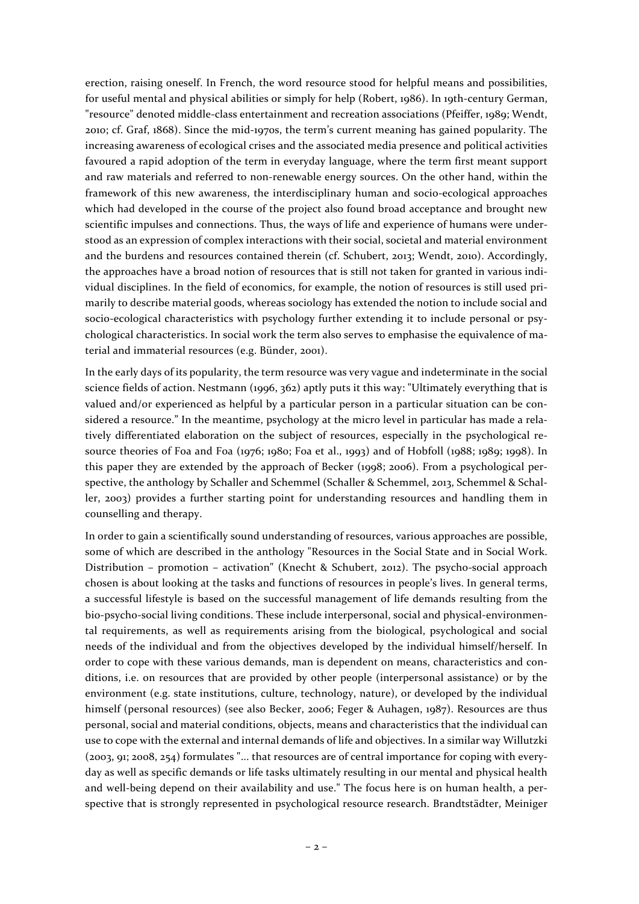erection, raising oneself. In French, the word resource stood for helpful means and possibilities, for useful mental and physical abilities or simply for help (Robert, 1986). In 19th-century German, "resource" denoted middle-class entertainment and recreation associations (Pfeiffer, 1989; Wendt, 2010; cf. Graf, 1868). Since the mid-1970s, the term's current meaning has gained popularity. The increasing awareness of ecological crises and the associated media presence and political activities favoured a rapid adoption of the term in everyday language, where the term first meant support and raw materials and referred to non-renewable energy sources. On the other hand, within the framework of this new awareness, the interdisciplinary human and socio-ecological approaches which had developed in the course of the project also found broad acceptance and brought new scientific impulses and connections. Thus, the ways of life and experience of humans were understood as an expression of complex interactions with their social, societal and material environment and the burdens and resources contained therein (cf. Schubert, 2013; Wendt, 2010). Accordingly, the approaches have a broad notion of resources that is still not taken for granted in various individual disciplines. In the field of economics, for example, the notion of resources is still used primarily to describe material goods, whereas sociology has extended the notion to include social and socio-ecological characteristics with psychology further extending it to include personal or psychological characteristics. In social work the term also serves to emphasise the equivalence of material and immaterial resources (e.g. Bünder, 2001).

In the early days of its popularity, the term resource was very vague and indeterminate in the social science fields of action. Nestmann (1996, 362) aptly puts it this way: "Ultimately everything that is valued and/or experienced as helpful by a particular person in a particular situation can be considered a resource." In the meantime, psychology at the micro level in particular has made a relatively differentiated elaboration on the subject of resources, especially in the psychological resource theories of Foa and Foa (1976; 1980; Foa et al., 1993) and of Hobfoll (1988; 1989; 1998). In this paper they are extended by the approach of Becker (1998; 2006). From a psychological perspective, the anthology by Schaller and Schemmel (Schaller & Schemmel, 2013, Schemmel & Schaller, 2003) provides a further starting point for understanding resources and handling them in counselling and therapy.

In order to gain a scientifically sound understanding of resources, various approaches are possible, some of which are described in the anthology "Resources in the Social State and in Social Work. Distribution – promotion – activation" (Knecht & Schubert, 2012). The psycho-social approach chosen is about looking at the tasks and functions of resources in people's lives. In general terms, a successful lifestyle is based on the successful management of life demands resulting from the bio-psycho-social living conditions. These include interpersonal, social and physical-environmental requirements, as well as requirements arising from the biological, psychological and social needs of the individual and from the objectives developed by the individual himself/herself. In order to cope with these various demands, man is dependent on means, characteristics and conditions, i.e. on resources that are provided by other people (interpersonal assistance) or by the environment (e.g. state institutions, culture, technology, nature), or developed by the individual himself (personal resources) (see also Becker, 2006; Feger & Auhagen, 1987). Resources are thus personal, social and material conditions, objects, means and characteristics that the individual can use to cope with the external and internal demands of life and objectives. In a similar way Willutzki (2003, 91; 2008, 254) formulates "... that resources are of central importance for coping with everyday as well as specific demands or life tasks ultimately resulting in our mental and physical health and well-being depend on their availability and use." The focus here is on human health, a perspective that is strongly represented in psychological resource research. Brandtstädter, Meiniger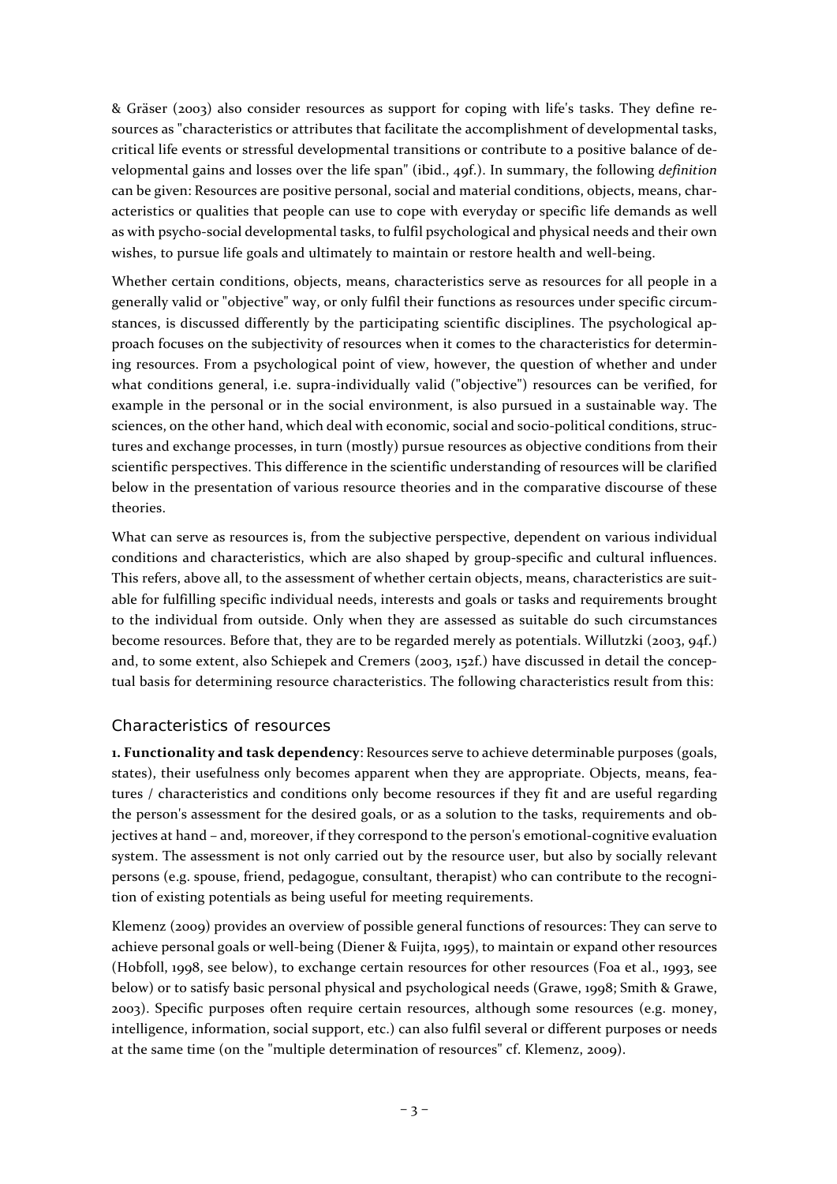& Gräser (2003) also consider resources as support for coping with life's tasks. They define resources as "characteristics or attributes that facilitate the accomplishment of developmental tasks, critical life events or stressful developmental transitions or contribute to a positive balance of developmental gains and losses over the life span" (ibid., 49f.). In summary, the following *definition* can be given: Resources are positive personal, social and material conditions, objects, means, characteristics or qualities that people can use to cope with everyday or specific life demands as well as with psycho-social developmental tasks, to fulfil psychological and physical needs and their own wishes, to pursue life goals and ultimately to maintain or restore health and well-being.

Whether certain conditions, objects, means, characteristics serve as resources for all people in a generally valid or "objective" way, or only fulfil their functions as resources under specific circumstances, is discussed differently by the participating scientific disciplines. The psychological approach focuses on the subjectivity of resources when it comes to the characteristics for determining resources. From a psychological point of view, however, the question of whether and under what conditions general, i.e. supra-individually valid ("objective") resources can be verified, for example in the personal or in the social environment, is also pursued in a sustainable way. The sciences, on the other hand, which deal with economic, social and socio-political conditions, structures and exchange processes, in turn (mostly) pursue resources as objective conditions from their scientific perspectives. This difference in the scientific understanding of resources will be clarified below in the presentation of various resource theories and in the comparative discourse of these theories.

What can serve as resources is, from the subjective perspective, dependent on various individual conditions and characteristics, which are also shaped by group-specific and cultural influences. This refers, above all, to the assessment of whether certain objects, means, characteristics are suitable for fulfilling specific individual needs, interests and goals or tasks and requirements brought to the individual from outside. Only when they are assessed as suitable do such circumstances become resources. Before that, they are to be regarded merely as potentials. Willutzki (2003, 94f.) and, to some extent, also Schiepek and Cremers (2003, 152f.) have discussed in detail the conceptual basis for determining resource characteristics. The following characteristics result from this:

## Characteristics of resources

**1. Functionality and task dependency**: Resources serve to achieve determinable purposes (goals, states), their usefulness only becomes apparent when they are appropriate. Objects, means, features / characteristics and conditions only become resources if they fit and are useful regarding the person's assessment for the desired goals, or as a solution to the tasks, requirements and objectives at hand – and, moreover, if they correspond to the person's emotional-cognitive evaluation system. The assessment is not only carried out by the resource user, but also by socially relevant persons (e.g. spouse, friend, pedagogue, consultant, therapist) who can contribute to the recognition of existing potentials as being useful for meeting requirements.

Klemenz (2009) provides an overview of possible general functions of resources: They can serve to achieve personal goals or well-being (Diener & Fuijta, 1995), to maintain or expand other resources (Hobfoll, 1998, see below), to exchange certain resources for other resources (Foa et al., 1993, see below) or to satisfy basic personal physical and psychological needs (Grawe, 1998; Smith & Grawe, 2003). Specific purposes often require certain resources, although some resources (e.g. money, intelligence, information, social support, etc.) can also fulfil several or different purposes or needs at the same time (on the "multiple determination of resources" cf. Klemenz, 2009).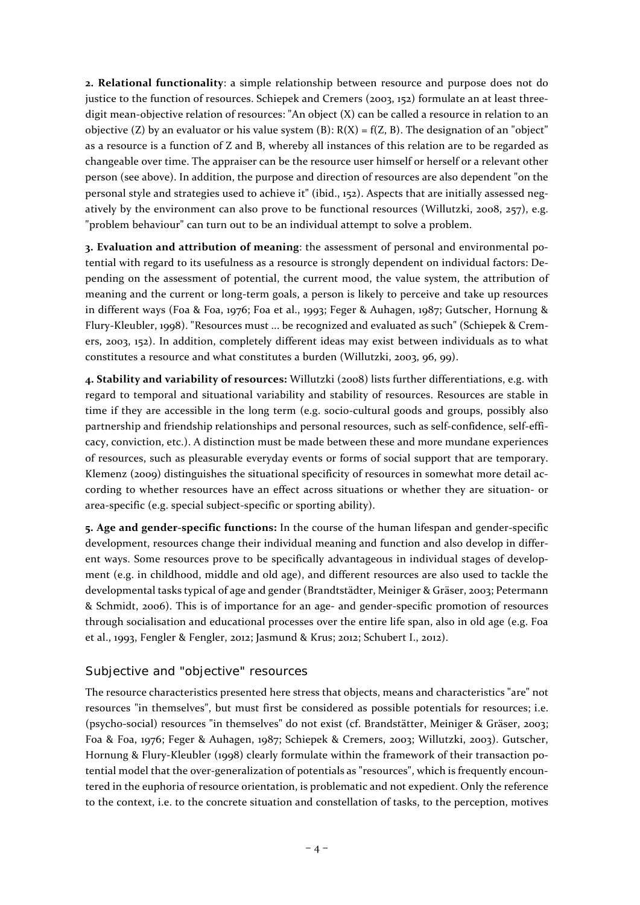**2. Relational functionality**: a simple relationship between resource and purpose does not do justice to the function of resources. Schiepek and Cremers (2003, 152) formulate an at least three-digit mean-objective relation of resources: "An object (X) can be called a resource in relation to an objective (Z) by an evaluator or his value system (B): $R(X) = f(Z, B)$. The designation of an "object" as a resource is a function of Z and B, whereby all instances of this relation are to be regarded as changeable over time. The appraiser can be the resource user himself or herself or a relevant other person (see above). In addition, the purpose and direction of resources are also dependent "on the personal style and strategies used to achieve it" (ibid., 152). Aspects that are initially assessed negatively by the environment can also prove to be functional resources (Willutzki, 2008, 257), e.g. "problem behaviour" can turn out to be an individual attempt to solve a problem.

**3. Evaluation and attribution of meaning**: the assessment of personal and environmental potential with regard to its usefulness as a resource is strongly dependent on individual factors: Depending on the assessment of potential, the current mood, the value system, the attribution of meaning and the current or long-term goals, a person is likely to perceive and take up resources in different ways (Foa & Foa, 1976; Foa et al., 1993; Feger & Auhagen, 1987; Gutscher, Hornung & Flury-Kleubler, 1998). "Resources must ... be recognized and evaluated as such" (Schiepek & Cremers, 2003, 152). In addition, completely different ideas may exist between individuals as to what constitutes a resource and what constitutes a burden (Willutzki, 2003, 96, 99).

**4. Stability and variability of resources:** Willutzki (2008) lists further differentiations, e.g. with regard to temporal and situational variability and stability of resources. Resources are stable in time if they are accessible in the long term (e.g. socio-cultural goods and groups, possibly also partnership and friendship relationships and personal resources, such as self-confidence, self-efficacy, conviction, etc.). A distinction must be made between these and more mundane experiences of resources, such as pleasurable everyday events or forms of social support that are temporary. Klemenz (2009) distinguishes the situational specificity of resources in somewhat more detail according to whether resources have an effect across situations or whether they are situation- or area-specific (e.g. special subject-specific or sporting ability).

**5. Age and gender-specific functions:** In the course of the human lifespan and gender-specific development, resources change their individual meaning and function and also develop in different ways. Some resources prove to be specifically advantageous in individual stages of development (e.g. in childhood, middle and old age), and different resources are also used to tackle the developmental tasks typical of age and gender (Brandtstädter, Meiniger & Gräser, 2003; Petermann & Schmidt, 2006). This is of importance for an age- and gender-specific promotion of resources through socialisation and educational processes over the entire life span, also in old age (e.g. Foa et al., 1993, Fengler & Fengler, 2012; Jasmund & Krus; 2012; Schubert I., 2012).

## Subjective and "objective" resources

The resource characteristics presented here stress that objects, means and characteristics "are" not resources "in themselves", but must first be considered as possible potentials for resources; i.e. (psycho-social) resources "in themselves" do not exist (cf. Brandstätter, Meiniger & Gräser, 2003; Foa & Foa, 1976; Feger & Auhagen, 1987; Schiepek & Cremers, 2003; Willutzki, 2003). Gutscher, Hornung & Flury-Kleubler (1998) clearly formulate within the framework of their transaction potential model that the over-generalization of potentials as "resources", which is frequently encountered in the euphoria of resource orientation, is problematic and not expedient. Only the reference to the context, i.e. to the concrete situation and constellation of tasks, to the perception, motives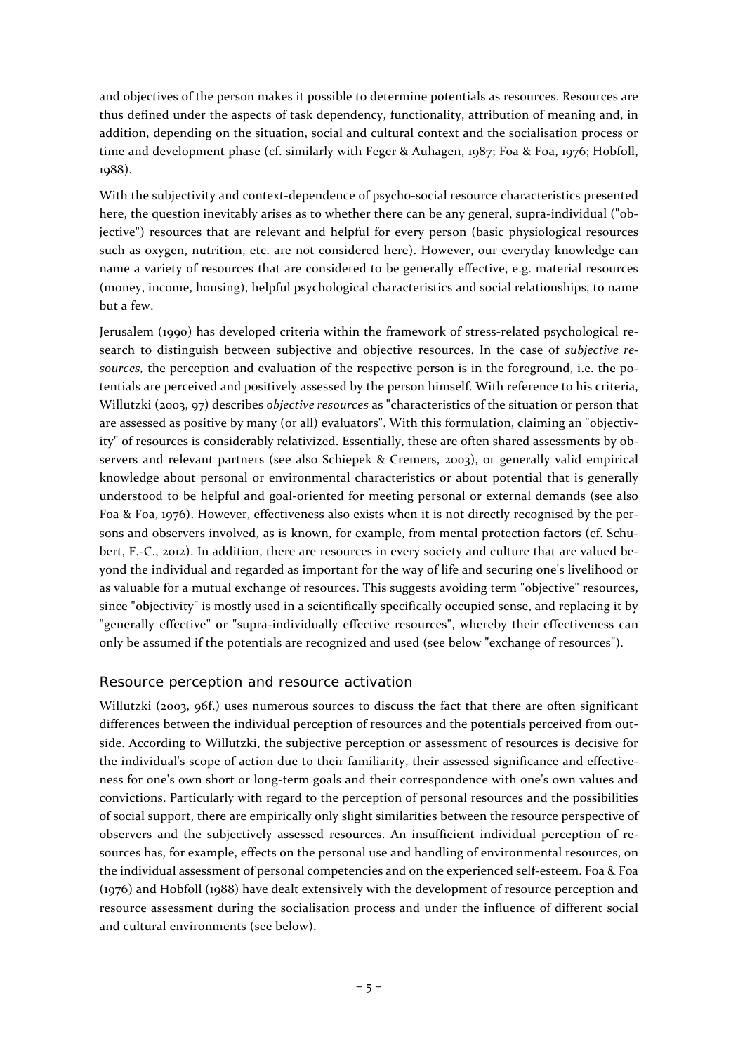and objectives of the person makes it possible to determine potentials as resources. Resources are thus defined under the aspects of task dependency, functionality, attribution of meaning and, in addition, depending on the situation, social and cultural context and the socialisation process or time and development phase (cf. similarly with Feger & Auhagen, 1987; Foa & Foa, 1976; Hobfoll, 1988).

With the subjectivity and context-dependence of psycho-social resource characteristics presented here, the question inevitably arises as to whether there can be any general, supra-individual ("objective") resources that are relevant and helpful for every person (basic physiological resources such as oxygen, nutrition, etc. are not considered here). However, our everyday knowledge can name a variety of resources that are considered to be generally effective, e.g. material resources (money, income, housing), helpful psychological characteristics and social relationships, to name but a few.

Jerusalem (1990) has developed criteria within the framework of stress-related psychological research to distinguish between subjective and objective resources. In the case of *subjective resources,* the perception and evaluation of the respective person is in the foreground, i.e. the potentials are perceived and positively assessed by the person himself. With reference to his criteria, Willutzki (2003, 97) describes *objective resources* as "characteristics of the situation or person that are assessed as positive by many (or all) evaluators". With this formulation, claiming an "objectivity" of resources is considerably relativized. Essentially, these are often shared assessments by observers and relevant partners (see also Schiepek & Cremers, 2003), or generally valid empirical knowledge about personal or environmental characteristics or about potential that is generally understood to be helpful and goal-oriented for meeting personal or external demands (see also Foa & Foa, 1976). However, effectiveness also exists when it is not directly recognised by the persons and observers involved, as is known, for example, from mental protection factors (cf. Schubert, F.-C., 2012). In addition, there are resources in every society and culture that are valued beyond the individual and regarded as important for the way of life and securing one's livelihood or as valuable for a mutual exchange of resources. This suggests avoiding term "objective" resources, since "objectivity" is mostly used in a scientifically specifically occupied sense, and replacing it by "generally effective" or "supra-individually effective resources", whereby their effectiveness can only be assumed if the potentials are recognized and used (see below "exchange of resources").

## Resource perception and resource activation

Willutzki (2003, 96f.) uses numerous sources to discuss the fact that there are often significant differences between the individual perception of resources and the potentials perceived from outside. According to Willutzki, the subjective perception or assessment of resources is decisive for the individual's scope of action due to their familiarity, their assessed significance and effectiveness for one's own short or long-term goals and their correspondence with one's own values and convictions. Particularly with regard to the perception of personal resources and the possibilities of social support, there are empirically only slight similarities between the resource perspective of observers and the subjectively assessed resources. An insufficient individual perception of resources has, for example, effects on the personal use and handling of environmental resources, on the individual assessment of personal competencies and on the experienced self-esteem. Foa & Foa (1976) and Hobfoll (1988) have dealt extensively with the development of resource perception and resource assessment during the socialisation process and under the influence of different social and cultural environments (see below).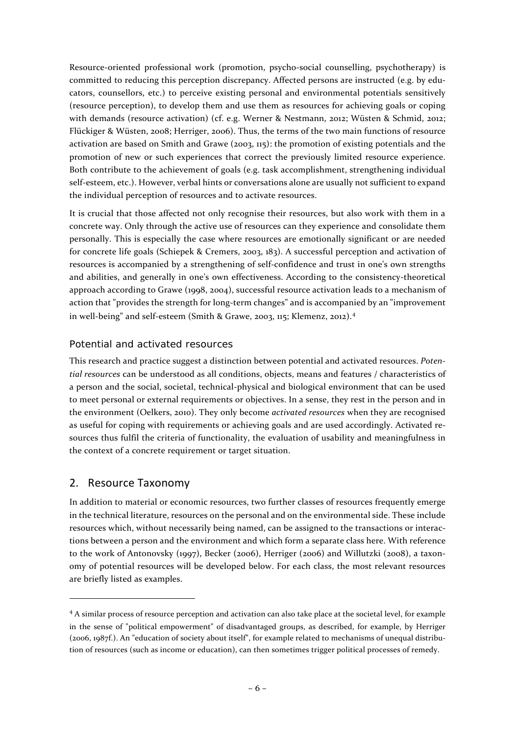Resource-oriented professional work (promotion, psycho-social counselling, psychotherapy) is committed to reducing this perception discrepancy. Affected persons are instructed (e.g. by educators, counsellors, etc.) to perceive existing personal and environmental potentials sensitively (resource perception), to develop them and use them as resources for achieving goals or coping with demands (resource activation) (cf. e.g. Werner & Nestmann, 2012; Wüsten & Schmid, 2012; Flückiger & Wüsten, 2008; Herriger, 2006). Thus, the terms of the two main functions of resource activation are based on Smith and Grawe (2003, 115): the promotion of existing potentials and the promotion of new or such experiences that correct the previously limited resource experience. Both contribute to the achievement of goals (e.g. task accomplishment, strengthening individual self-esteem, etc.). However, verbal hints or conversations alone are usually not sufficient to expand the individual perception of resources and to activate resources.

It is crucial that those affected not only recognise their resources, but also work with them in a concrete way. Only through the active use of resources can they experience and consolidate them personally. This is especially the case where resources are emotionally significant or are needed for concrete life goals (Schiepek & Cremers, 2003, 183). A successful perception and activation of resources is accompanied by a strengthening of self-confidence and trust in one's own strengths and abilities, and generally in one's own effectiveness. According to the consistency-theoretical approach according to Grawe (1998, 2004), successful resource activation leads to a mechanism of action that "provides the strength for long-term changes" and is accompanied by an "improvement in well-being" and self-esteem (Smith & Grawe, 2003, 115; Klemenz, 2012).[4]

### Potential and activated resources

This research and practice suggest a distinction between potential and activated resources. *Potential resources* can be understood as all conditions, objects, means and features / characteristics of a person and the social, societal, technical-physical and biological environment that can be used to meet personal or external requirements or objectives. In a sense, they rest in the person and in the environment (Oelkers, 2010). They only become *activated resources* when they are recognised as useful for coping with requirements or achieving goals and are used accordingly. Activated resources thus fulfil the criteria of functionality, the evaluation of usability and meaningfulness in the context of a concrete requirement or target situation.

## 2. Resource Taxonomy

In addition to material or economic resources, two further classes of resources frequently emerge in the technical literature, resources on the personal and on the environmental side. These include resources which, without necessarily being named, can be assigned to the transactions or interactions between a person and the environment and which form a separate class here. With reference to the work of Antonovsky (1997), Becker (2006), Herriger (2006) and Willutzki (2008), a taxonomy of potential resources will be developed below. For each class, the most relevant resources are briefly listed as examples.

---

[4] A similar process of resource perception and activation can also take place at the societal level, for example in the sense of "political empowerment" of disadvantaged groups, as described, for example, by Herriger (2006, 1987f.). An "education of society about itself", for example related to mechanisms of unequal distribution of resources (such as income or education), can then sometimes trigger political processes of remedy.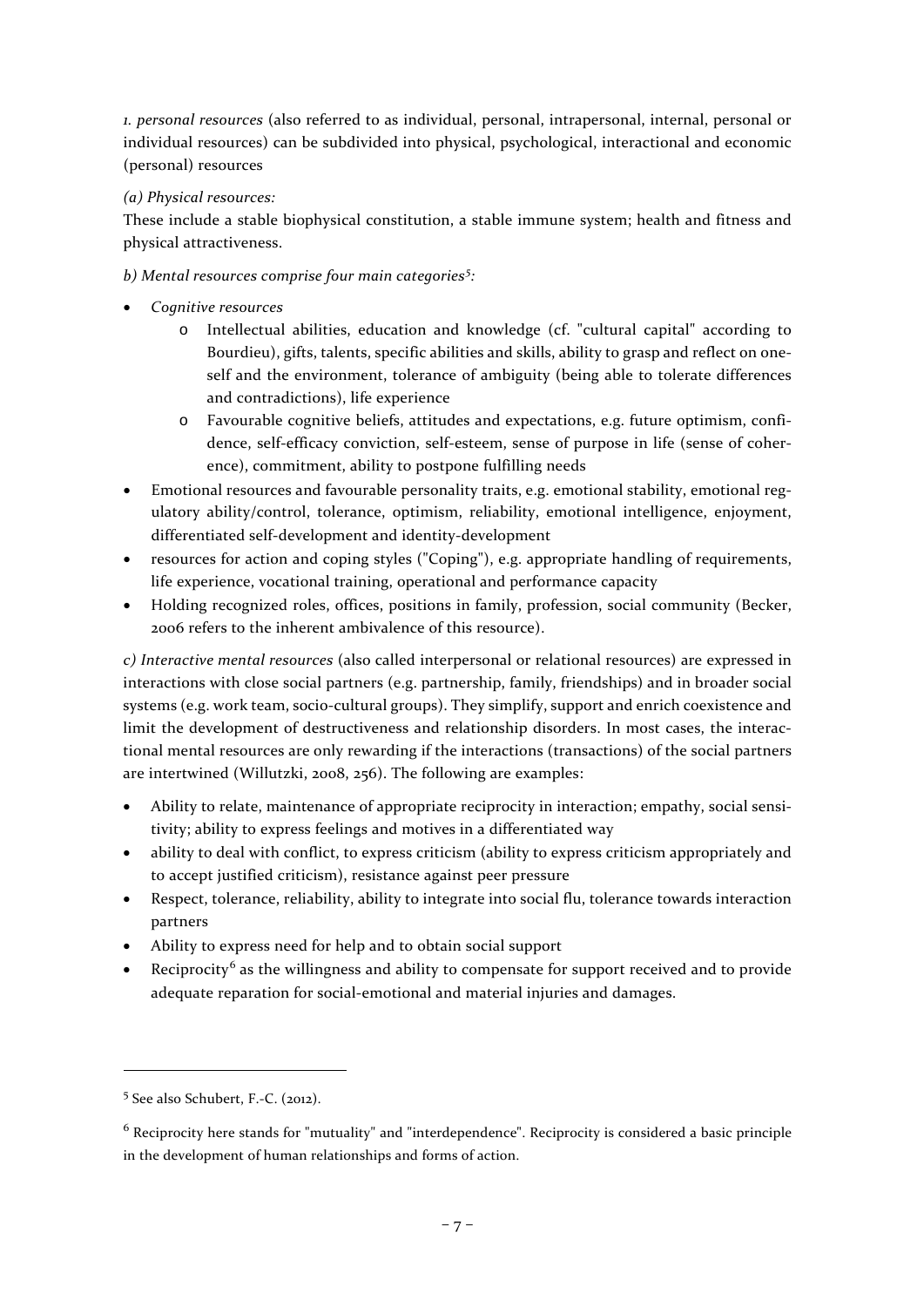*1. personal resources* (also referred to as individual, personal, intrapersonal, internal, personal or individual resources) can be subdivided into physical, psychological, interactional and economic (personal) resources

*(a) Physical resources:*

These include a stable biophysical constitution, a stable immune system; health and fitness and physical attractiveness.

*b) Mental resources comprise four main categories*[5]*:*

- *Cognitive resources*
  - Intellectual abilities, education and knowledge (cf. "cultural capital" according to Bourdieu), gifts, talents, specific abilities and skills, ability to grasp and reflect on oneself and the environment, tolerance of ambiguity (being able to tolerate differences and contradictions), life experience
  - Favourable cognitive beliefs, attitudes and expectations, e.g. future optimism, confidence, self-efficacy conviction, self-esteem, sense of purpose in life (sense of coherence), commitment, ability to postpone fulfilling needs
- Emotional resources and favourable personality traits, e.g. emotional stability, emotional regulatory ability/control, tolerance, optimism, reliability, emotional intelligence, enjoyment, differentiated self-development and identity-development
- resources for action and coping styles ("Coping"), e.g. appropriate handling of requirements, life experience, vocational training, operational and performance capacity
- Holding recognized roles, offices, positions in family, profession, social community (Becker, 2006 refers to the inherent ambivalence of this resource).

*c) Interactive mental resources* (also called interpersonal or relational resources) are expressed in interactions with close social partners (e.g. partnership, family, friendships) and in broader social systems (e.g. work team, socio-cultural groups). They simplify, support and enrich coexistence and limit the development of destructiveness and relationship disorders. In most cases, the interactional mental resources are only rewarding if the interactions (transactions) of the social partners are intertwined (Willutzki, 2008, 256). The following are examples:

- Ability to relate, maintenance of appropriate reciprocity in interaction; empathy, social sensitivity; ability to express feelings and motives in a differentiated way
- ability to deal with conflict, to express criticism (ability to express criticism appropriately and to accept justified criticism), resistance against peer pressure
- Respect, tolerance, reliability, ability to integrate into social flu, tolerance towards interaction partners
- Ability to express need for help and to obtain social support
- Reciprocity[6] as the willingness and ability to compensate for support received and to provide adequate reparation for social-emotional and material injuries and damages.

---

[5] See also Schubert, F.-C. (2012).

[6] Reciprocity here stands for "mutuality" and "interdependence". Reciprocity is considered a basic principle in the development of human relationships and forms of action.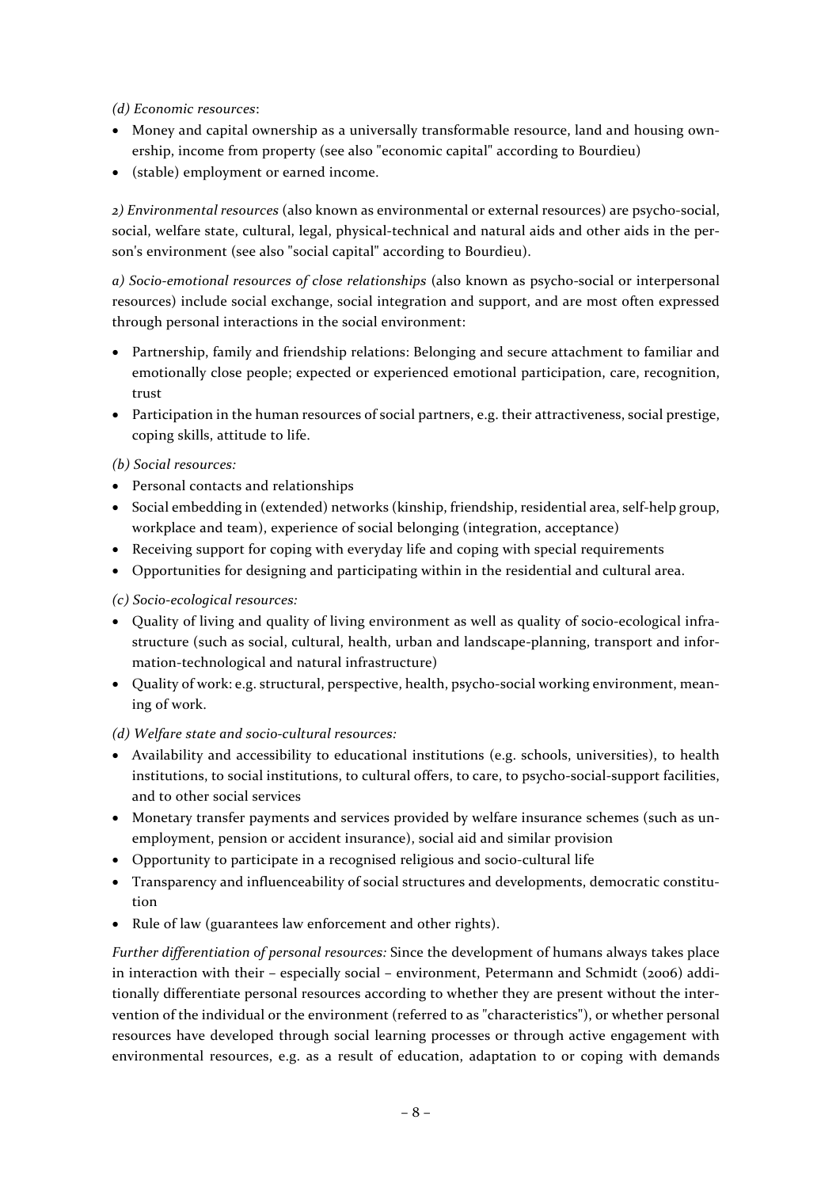*(d) Economic resources*:

- Money and capital ownership as a universally transformable resource, land and housing ownership, income from property (see also "economic capital" according to Bourdieu)
- (stable) employment or earned income.

*2) Environmental resources* (also known as environmental or external resources) are psycho-social, social, welfare state, cultural, legal, physical-technical and natural aids and other aids in the person's environment (see also "social capital" according to Bourdieu).

*a) Socio-emotional resources of close relationships* (also known as psycho-social or interpersonal resources) include social exchange, social integration and support, and are most often expressed through personal interactions in the social environment:

- Partnership, family and friendship relations: Belonging and secure attachment to familiar and emotionally close people; expected or experienced emotional participation, care, recognition, trust
- Participation in the human resources of social partners, e.g. their attractiveness, social prestige, coping skills, attitude to life.

*(b) Social resources:*

- Personal contacts and relationships
- Social embedding in (extended) networks (kinship, friendship, residential area, self-help group, workplace and team), experience of social belonging (integration, acceptance)
- Receiving support for coping with everyday life and coping with special requirements
- Opportunities for designing and participating within in the residential and cultural area.

*(c) Socio-ecological resources:*

- Quality of living and quality of living environment as well as quality of socio-ecological infrastructure (such as social, cultural, health, urban and landscape-planning, transport and information-technological and natural infrastructure)
- Quality of work: e.g. structural, perspective, health, psycho-social working environment, meaning of work.

*(d) Welfare state and socio-cultural resources:*

- Availability and accessibility to educational institutions (e.g. schools, universities), to health institutions, to social institutions, to cultural offers, to care, to psycho-social-support facilities, and to other social services
- Monetary transfer payments and services provided by welfare insurance schemes (such as unemployment, pension or accident insurance), social aid and similar provision
- Opportunity to participate in a recognised religious and socio-cultural life
- Transparency and influenceability of social structures and developments, democratic constitution
- Rule of law (guarantees law enforcement and other rights).

*Further differentiation of personal resources:* Since the development of humans always takes place in interaction with their – especially social – environment, Petermann and Schmidt (2006) additionally differentiate personal resources according to whether they are present without the intervention of the individual or the environment (referred to as "characteristics"), or whether personal resources have developed through social learning processes or through active engagement with environmental resources, e.g. as a result of education, adaptation to or coping with demands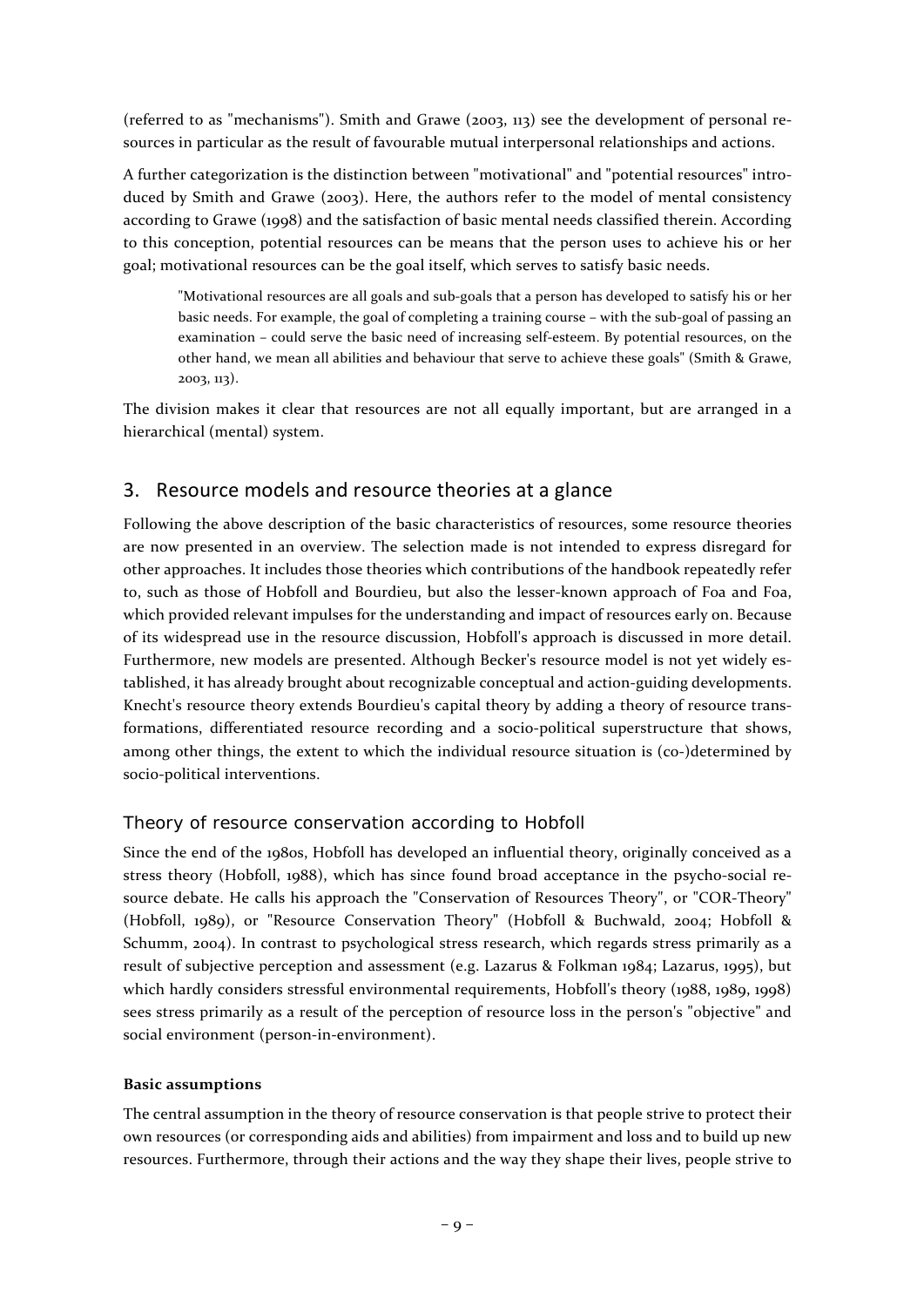(referred to as "mechanisms"). Smith and Grawe (2003, 113) see the development of personal resources in particular as the result of favourable mutual interpersonal relationships and actions.

A further categorization is the distinction between "motivational" and "potential resources" introduced by Smith and Grawe (2003). Here, the authors refer to the model of mental consistency according to Grawe (1998) and the satisfaction of basic mental needs classified therein. According to this conception, potential resources can be means that the person uses to achieve his or her goal; motivational resources can be the goal itself, which serves to satisfy basic needs.

> "Motivational resources are all goals and sub-goals that a person has developed to satisfy his or her basic needs. For example, the goal of completing a training course – with the sub-goal of passing an examination – could serve the basic need of increasing self-esteem. By potential resources, on the other hand, we mean all abilities and behaviour that serve to achieve these goals" (Smith & Grawe, 2003, 113).

The division makes it clear that resources are not all equally important, but are arranged in a hierarchical (mental) system.

## 3. Resource models and resource theories at a glance

Following the above description of the basic characteristics of resources, some resource theories are now presented in an overview. The selection made is not intended to express disregard for other approaches. It includes those theories which contributions of the handbook repeatedly refer to, such as those of Hobfoll and Bourdieu, but also the lesser-known approach of Foa and Foa, which provided relevant impulses for the understanding and impact of resources early on. Because of its widespread use in the resource discussion, Hobfoll's approach is discussed in more detail. Furthermore, new models are presented. Although Becker's resource model is not yet widely established, it has already brought about recognizable conceptual and action-guiding developments. Knecht's resource theory extends Bourdieu's capital theory by adding a theory of resource transformations, differentiated resource recording and a socio-political superstructure that shows, among other things, the extent to which the individual resource situation is (co-)determined by socio-political interventions.

### Theory of resource conservation according to Hobfoll

Since the end of the 1980s, Hobfoll has developed an influential theory, originally conceived as a stress theory (Hobfoll, 1988), which has since found broad acceptance in the psycho-social resource debate. He calls his approach the "Conservation of Resources Theory", or "COR-Theory" (Hobfoll, 1989), or "Resource Conservation Theory" (Hobfoll & Buchwald, 2004; Hobfoll & Schumm, 2004). In contrast to psychological stress research, which regards stress primarily as a result of subjective perception and assessment (e.g. Lazarus & Folkman 1984; Lazarus, 1995), but which hardly considers stressful environmental requirements, Hobfoll's theory (1988, 1989, 1998) sees stress primarily as a result of the perception of resource loss in the person's "objective" and social environment (person-in-environment).

**Basic assumptions**

The central assumption in the theory of resource conservation is that people strive to protect their own resources (or corresponding aids and abilities) from impairment and loss and to build up new resources. Furthermore, through their actions and the way they shape their lives, people strive to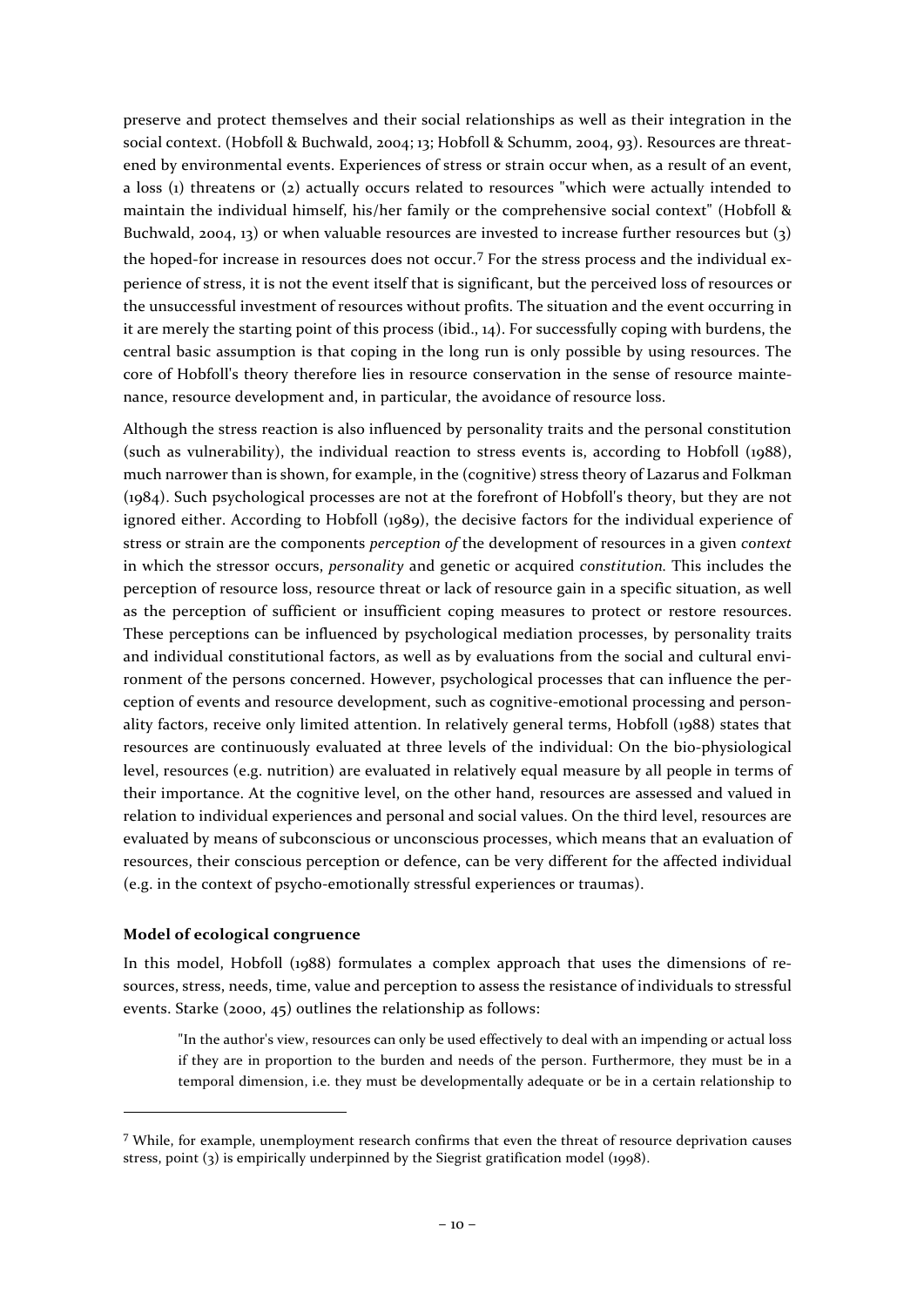preserve and protect themselves and their social relationships as well as their integration in the social context. (Hobfoll & Buchwald, 2004; 13; Hobfoll & Schumm, 2004, 93). Resources are threatened by environmental events. Experiences of stress or strain occur when, as a result of an event, a loss (1) threatens or (2) actually occurs related to resources "which were actually intended to maintain the individual himself, his/her family or the comprehensive social context" (Hobfoll & Buchwald, 2004, 13) or when valuable resources are invested to increase further resources but (3) the hoped-for increase in resources does not occur.[7] For the stress process and the individual experience of stress, it is not the event itself that is significant, but the perceived loss of resources or the unsuccessful investment of resources without profits. The situation and the event occurring in it are merely the starting point of this process (ibid., 14). For successfully coping with burdens, the central basic assumption is that coping in the long run is only possible by using resources. The core of Hobfoll's theory therefore lies in resource conservation in the sense of resource maintenance, resource development and, in particular, the avoidance of resource loss.

Although the stress reaction is also influenced by personality traits and the personal constitution (such as vulnerability), the individual reaction to stress events is, according to Hobfoll (1988), much narrower than is shown, for example, in the (cognitive) stress theory of Lazarus and Folkman (1984). Such psychological processes are not at the forefront of Hobfoll's theory, but they are not ignored either. According to Hobfoll (1989), the decisive factors for the individual experience of stress or strain are the components *perception of* the development of resources in a given *context* in which the stressor occurs, *personality* and genetic or acquired *constitution.* This includes the perception of resource loss, resource threat or lack of resource gain in a specific situation, as well as the perception of sufficient or insufficient coping measures to protect or restore resources. These perceptions can be influenced by psychological mediation processes, by personality traits and individual constitutional factors, as well as by evaluations from the social and cultural environment of the persons concerned. However, psychological processes that can influence the perception of events and resource development, such as cognitive-emotional processing and personality factors, receive only limited attention. In relatively general terms, Hobfoll (1988) states that resources are continuously evaluated at three levels of the individual: On the bio-physiological level, resources (e.g. nutrition) are evaluated in relatively equal measure by all people in terms of their importance. At the cognitive level, on the other hand, resources are assessed and valued in relation to individual experiences and personal and social values. On the third level, resources are evaluated by means of subconscious or unconscious processes, which means that an evaluation of resources, their conscious perception or defence, can be very different for the affected individual (e.g. in the context of psycho-emotionally stressful experiences or traumas).

**Model of ecological congruence**

In this model, Hobfoll (1988) formulates a complex approach that uses the dimensions of resources, stress, needs, time, value and perception to assess the resistance of individuals to stressful events. Starke (2000, 45) outlines the relationship as follows:

> "In the author's view, resources can only be used effectively to deal with an impending or actual loss if they are in proportion to the burden and needs of the person. Furthermore, they must be in a temporal dimension, i.e. they must be developmentally adequate or be in a certain relationship to

---

[7] While, for example, unemployment research confirms that even the threat of resource deprivation causes stress, point (3) is empirically underpinned by the Siegrist gratification model (1998).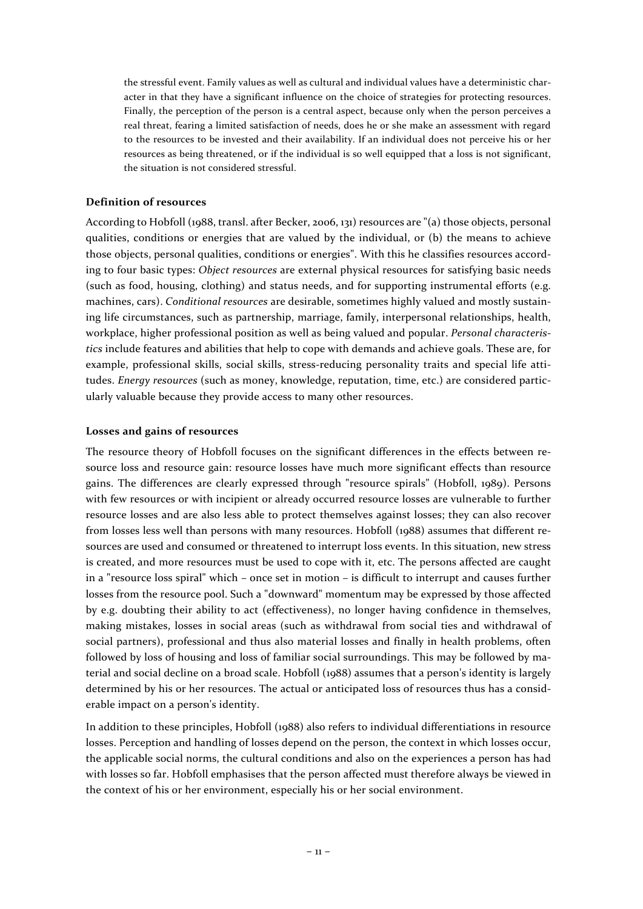the stressful event. Family values as well as cultural and individual values have a deterministic character in that they have a significant influence on the choice of strategies for protecting resources. Finally, the perception of the person is a central aspect, because only when the person perceives a real threat, fearing a limited satisfaction of needs, does he or she make an assessment with regard to the resources to be invested and their availability. If an individual does not perceive his or her resources as being threatened, or if the individual is so well equipped that a loss is not significant, the situation is not considered stressful.

**Definition of resources**

According to Hobfoll (1988, transl. after Becker, 2006, 131) resources are "(a) those objects, personal qualities, conditions or energies that are valued by the individual, or (b) the means to achieve those objects, personal qualities, conditions or energies". With this he classifies resources according to four basic types: *Object resources* are external physical resources for satisfying basic needs (such as food, housing, clothing) and status needs, and for supporting instrumental efforts (e.g. machines, cars). *Conditional resources* are desirable, sometimes highly valued and mostly sustaining life circumstances, such as partnership, marriage, family, interpersonal relationships, health, workplace, higher professional position as well as being valued and popular. *Personal characteristics* include features and abilities that help to cope with demands and achieve goals. These are, for example, professional skills, social skills, stress-reducing personality traits and special life attitudes. *Energy resources* (such as money, knowledge, reputation, time, etc.) are considered particularly valuable because they provide access to many other resources.

**Losses and gains of resources**

The resource theory of Hobfoll focuses on the significant differences in the effects between resource loss and resource gain: resource losses have much more significant effects than resource gains. The differences are clearly expressed through "resource spirals" (Hobfoll, 1989). Persons with few resources or with incipient or already occurred resource losses are vulnerable to further resource losses and are also less able to protect themselves against losses; they can also recover from losses less well than persons with many resources. Hobfoll (1988) assumes that different resources are used and consumed or threatened to interrupt loss events. In this situation, new stress is created, and more resources must be used to cope with it, etc. The persons affected are caught in a "resource loss spiral" which – once set in motion – is difficult to interrupt and causes further losses from the resource pool. Such a "downward" momentum may be expressed by those affected by e.g. doubting their ability to act (effectiveness), no longer having confidence in themselves, making mistakes, losses in social areas (such as withdrawal from social ties and withdrawal of social partners), professional and thus also material losses and finally in health problems, often followed by loss of housing and loss of familiar social surroundings. This may be followed by material and social decline on a broad scale. Hobfoll (1988) assumes that a person's identity is largely determined by his or her resources. The actual or anticipated loss of resources thus has a considerable impact on a person's identity.

In addition to these principles, Hobfoll (1988) also refers to individual differentiations in resource losses. Perception and handling of losses depend on the person, the context in which losses occur, the applicable social norms, the cultural conditions and also on the experiences a person has had with losses so far. Hobfoll emphasises that the person affected must therefore always be viewed in the context of his or her environment, especially his or her social environment.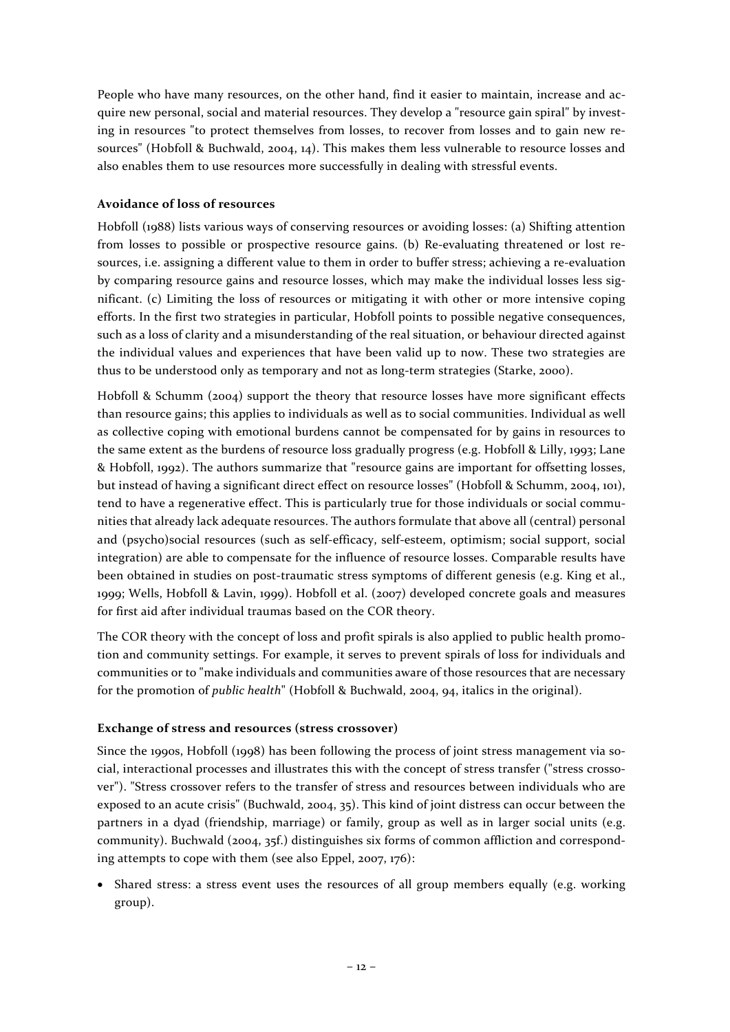People who have many resources, on the other hand, find it easier to maintain, increase and acquire new personal, social and material resources. They develop a "resource gain spiral" by investing in resources "to protect themselves from losses, to recover from losses and to gain new resources" (Hobfoll & Buchwald, 2004, 14). This makes them less vulnerable to resource losses and also enables them to use resources more successfully in dealing with stressful events.

**Avoidance of loss of resources**

Hobfoll (1988) lists various ways of conserving resources or avoiding losses: (a) Shifting attention from losses to possible or prospective resource gains. (b) Re-evaluating threatened or lost resources, i.e. assigning a different value to them in order to buffer stress; achieving a re-evaluation by comparing resource gains and resource losses, which may make the individual losses less significant. (c) Limiting the loss of resources or mitigating it with other or more intensive coping efforts. In the first two strategies in particular, Hobfoll points to possible negative consequences, such as a loss of clarity and a misunderstanding of the real situation, or behaviour directed against the individual values and experiences that have been valid up to now. These two strategies are thus to be understood only as temporary and not as long-term strategies (Starke, 2000).

Hobfoll & Schumm (2004) support the theory that resource losses have more significant effects than resource gains; this applies to individuals as well as to social communities. Individual as well as collective coping with emotional burdens cannot be compensated for by gains in resources to the same extent as the burdens of resource loss gradually progress (e.g. Hobfoll & Lilly, 1993; Lane & Hobfoll, 1992). The authors summarize that "resource gains are important for offsetting losses, but instead of having a significant direct effect on resource losses" (Hobfoll & Schumm, 2004, 101), tend to have a regenerative effect. This is particularly true for those individuals or social communities that already lack adequate resources. The authors formulate that above all (central) personal and (psycho)social resources (such as self-efficacy, self-esteem, optimism; social support, social integration) are able to compensate for the influence of resource losses. Comparable results have been obtained in studies on post-traumatic stress symptoms of different genesis (e.g. King et al., 1999; Wells, Hobfoll & Lavin, 1999). Hobfoll et al. (2007) developed concrete goals and measures for first aid after individual traumas based on the COR theory.

The COR theory with the concept of loss and profit spirals is also applied to public health promotion and community settings. For example, it serves to prevent spirals of loss for individuals and communities or to "make individuals and communities aware of those resources that are necessary for the promotion of *public health*" (Hobfoll & Buchwald, 2004, 94, italics in the original).

**Exchange of stress and resources (stress crossover)**

Since the 1990s, Hobfoll (1998) has been following the process of joint stress management via social, interactional processes and illustrates this with the concept of stress transfer ("stress crossover"). "Stress crossover refers to the transfer of stress and resources between individuals who are exposed to an acute crisis" (Buchwald, 2004, 35). This kind of joint distress can occur between the partners in a dyad (friendship, marriage) or family, group as well as in larger social units (e.g. community). Buchwald (2004, 35f.) distinguishes six forms of common affliction and corresponding attempts to cope with them (see also Eppel, 2007, 176):

- Shared stress: a stress event uses the resources of all group members equally (e.g. working group).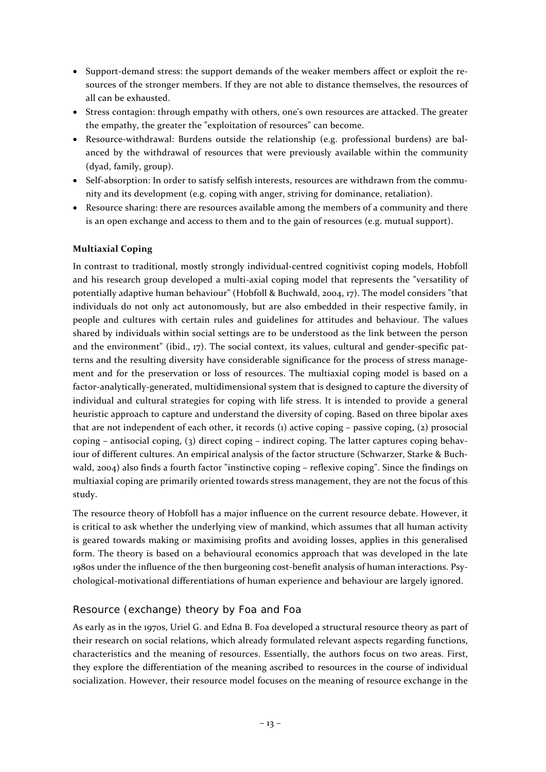- Support-demand stress: the support demands of the weaker members affect or exploit the resources of the stronger members. If they are not able to distance themselves, the resources of all can be exhausted.
- Stress contagion: through empathy with others, one's own resources are attacked. The greater the empathy, the greater the "exploitation of resources" can become.
- Resource-withdrawal: Burdens outside the relationship (e.g. professional burdens) are balanced by the withdrawal of resources that were previously available within the community (dyad, family, group).
- Self-absorption: In order to satisfy selfish interests, resources are withdrawn from the community and its development (e.g. coping with anger, striving for dominance, retaliation).
- Resource sharing: there are resources available among the members of a community and there is an open exchange and access to them and to the gain of resources (e.g. mutual support).

**Multiaxial Coping**

In contrast to traditional, mostly strongly individual-centred cognitivist coping models, Hobfoll and his research group developed a multi-axial coping model that represents the "versatility of potentially adaptive human behaviour" (Hobfoll & Buchwald, 2004, 17). The model considers "that individuals do not only act autonomously, but are also embedded in their respective family, in people and cultures with certain rules and guidelines for attitudes and behaviour. The values shared by individuals within social settings are to be understood as the link between the person and the environment" (ibid., 17). The social context, its values, cultural and gender-specific patterns and the resulting diversity have considerable significance for the process of stress management and for the preservation or loss of resources. The multiaxial coping model is based on a factor-analytically-generated, multidimensional system that is designed to capture the diversity of individual and cultural strategies for coping with life stress. It is intended to provide a general heuristic approach to capture and understand the diversity of coping. Based on three bipolar axes that are not independent of each other, it records (1) active coping – passive coping, (2) prosocial coping – antisocial coping, (3) direct coping – indirect coping. The latter captures coping behaviour of different cultures. An empirical analysis of the factor structure (Schwarzer, Starke & Buchwald, 2004) also finds a fourth factor "instinctive coping – reflexive coping". Since the findings on multiaxial coping are primarily oriented towards stress management, they are not the focus of this study.

The resource theory of Hobfoll has a major influence on the current resource debate. However, it is critical to ask whether the underlying view of mankind, which assumes that all human activity is geared towards making or maximising profits and avoiding losses, applies in this generalised form. The theory is based on a behavioural economics approach that was developed in the late 1980s under the influence of the then burgeoning cost-benefit analysis of human interactions. Psychological-motivational differentiations of human experience and behaviour are largely ignored.

### Resource (exchange) theory by Foa and Foa

As early as in the 1970s, Uriel G. and Edna B. Foa developed a structural resource theory as part of their research on social relations, which already formulated relevant aspects regarding functions, characteristics and the meaning of resources. Essentially, the authors focus on two areas. First, they explore the differentiation of the meaning ascribed to resources in the course of individual socialization. However, their resource model focuses on the meaning of resource exchange in the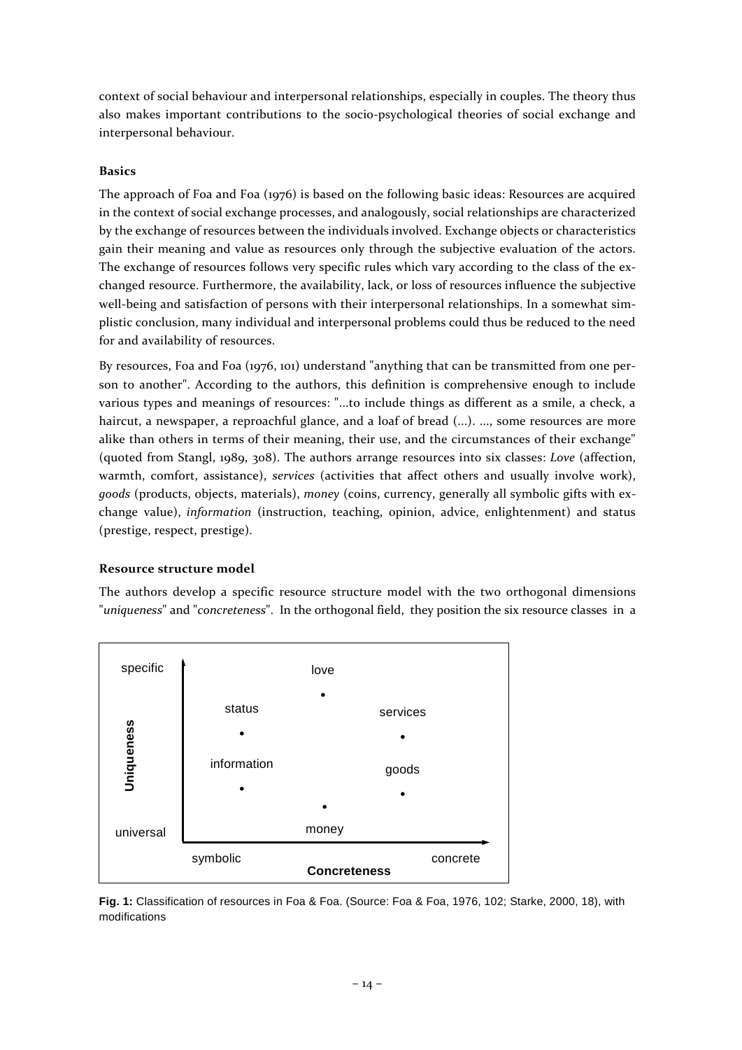context of social behaviour and interpersonal relationships, especially in couples. The theory thus also makes important contributions to the socio-psychological theories of social exchange and interpersonal behaviour.

**Basics**

The approach of Foa and Foa (1976) is based on the following basic ideas: Resources are acquired in the context of social exchange processes, and analogously, social relationships are characterized by the exchange of resources between the individuals involved. Exchange objects or characteristics gain their meaning and value as resources only through the subjective evaluation of the actors. The exchange of resources follows very specific rules which vary according to the class of the exchanged resource. Furthermore, the availability, lack, or loss of resources influence the subjective well-being and satisfaction of persons with their interpersonal relationships. In a somewhat simplistic conclusion, many individual and interpersonal problems could thus be reduced to the need for and availability of resources.

By resources, Foa and Foa (1976, 101) understand "anything that can be transmitted from one person to another". According to the authors, this definition is comprehensive enough to include various types and meanings of resources: "...to include things as different as a smile, a check, a haircut, a newspaper, a reproachful glance, and a loaf of bread (...). ..., some resources are more alike than others in terms of their meaning, their use, and the circumstances of their exchange" (quoted from Stangl, 1989, 308). The authors arrange resources into six classes: *Love* (affection, warmth, comfort, assistance), *services* (activities that affect others and usually involve work), *goods* (products, objects, materials), *money* (coins, currency, generally all symbolic gifts with exchange value), *information* (instruction, teaching, opinion, advice, enlightenment) and status (prestige, respect, prestige).

**Resource structure model**

The authors develop a specific resource structure model with the two orthogonal dimensions "*uniqueness*" and "*concreteness*". In the orthogonal field, they position the six resource classes in a

specific | love | status | services | information | goods | money | universal | Uniqueness | symbolic | concrete | Concreteness

**Fig. 1:** Classification of resources in Foa & Foa. (Source: Foa & Foa, 1976, 102; Starke, 2000, 18), with modifications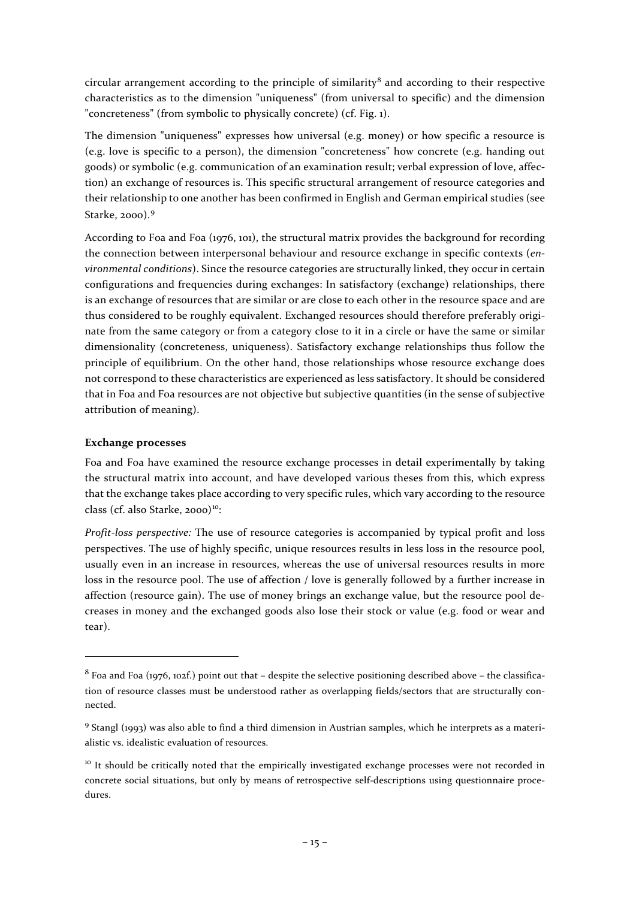circular arrangement according to the principle of similarity[8] and according to their respective characteristics as to the dimension "uniqueness" (from universal to specific) and the dimension "concreteness" (from symbolic to physically concrete) (cf. Fig. 1).

The dimension "uniqueness" expresses how universal (e.g. money) or how specific a resource is (e.g. love is specific to a person), the dimension "concreteness" how concrete (e.g. handing out goods) or symbolic (e.g. communication of an examination result; verbal expression of love, affection) an exchange of resources is. This specific structural arrangement of resource categories and their relationship to one another has been confirmed in English and German empirical studies (see Starke, 2000).[9]

According to Foa and Foa (1976, 101), the structural matrix provides the background for recording the connection between interpersonal behaviour and resource exchange in specific contexts (*environmental conditions*). Since the resource categories are structurally linked, they occur in certain configurations and frequencies during exchanges: In satisfactory (exchange) relationships, there is an exchange of resources that are similar or are close to each other in the resource space and are thus considered to be roughly equivalent. Exchanged resources should therefore preferably originate from the same category or from a category close to it in a circle or have the same or similar dimensionality (concreteness, uniqueness). Satisfactory exchange relationships thus follow the principle of equilibrium. On the other hand, those relationships whose resource exchange does not correspond to these characteristics are experienced as less satisfactory. It should be considered that in Foa and Foa resources are not objective but subjective quantities (in the sense of subjective attribution of meaning).

**Exchange processes**

Foa and Foa have examined the resource exchange processes in detail experimentally by taking the structural matrix into account, and have developed various theses from this, which express that the exchange takes place according to very specific rules, which vary according to the resource class (cf. also Starke, 2000)[10]:

*Profit-loss perspective:* The use of resource categories is accompanied by typical profit and loss perspectives. The use of highly specific, unique resources results in less loss in the resource pool, usually even in an increase in resources, whereas the use of universal resources results in more loss in the resource pool. The use of affection / love is generally followed by a further increase in affection (resource gain). The use of money brings an exchange value, but the resource pool decreases in money and the exchanged goods also lose their stock or value (e.g. food or wear and tear).

---

[8] Foa and Foa (1976, 102f.) point out that – despite the selective positioning described above – the classification of resource classes must be understood rather as overlapping fields/sectors that are structurally connected.

[9] Stangl (1993) was also able to find a third dimension in Austrian samples, which he interprets as a materialistic vs. idealistic evaluation of resources.

[10] It should be critically noted that the empirically investigated exchange processes were not recorded in concrete social situations, but only by means of retrospective self-descriptions using questionnaire procedures.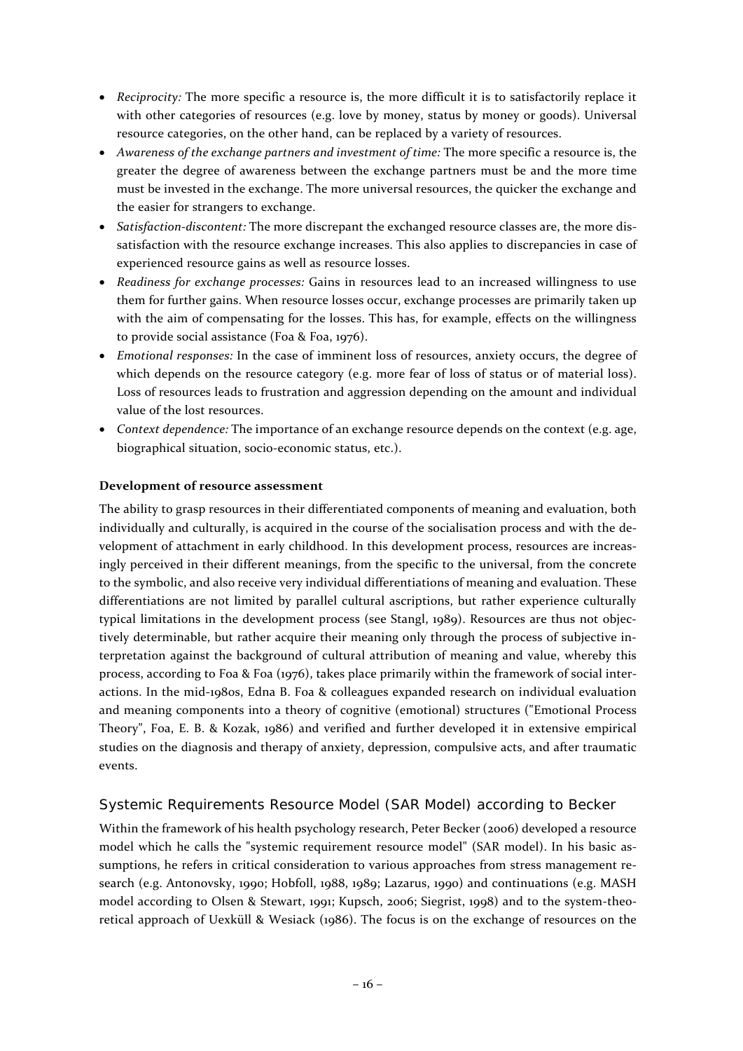- *Reciprocity:* The more specific a resource is, the more difficult it is to satisfactorily replace it with other categories of resources (e.g. love by money, status by money or goods). Universal resource categories, on the other hand, can be replaced by a variety of resources.
- *Awareness of the exchange partners and investment of time:* The more specific a resource is, the greater the degree of awareness between the exchange partners must be and the more time must be invested in the exchange. The more universal resources, the quicker the exchange and the easier for strangers to exchange.
- *Satisfaction-discontent:* The more discrepant the exchanged resource classes are, the more dissatisfaction with the resource exchange increases. This also applies to discrepancies in case of experienced resource gains as well as resource losses.
- *Readiness for exchange processes:* Gains in resources lead to an increased willingness to use them for further gains. When resource losses occur, exchange processes are primarily taken up with the aim of compensating for the losses. This has, for example, effects on the willingness to provide social assistance (Foa & Foa, 1976).
- *Emotional responses:* In the case of imminent loss of resources, anxiety occurs, the degree of which depends on the resource category (e.g. more fear of loss of status or of material loss). Loss of resources leads to frustration and aggression depending on the amount and individual value of the lost resources.
- *Context dependence:* The importance of an exchange resource depends on the context (e.g. age, biographical situation, socio-economic status, etc.).

**Development of resource assessment**

The ability to grasp resources in their differentiated components of meaning and evaluation, both individually and culturally, is acquired in the course of the socialisation process and with the development of attachment in early childhood. In this development process, resources are increasingly perceived in their different meanings, from the specific to the universal, from the concrete to the symbolic, and also receive very individual differentiations of meaning and evaluation. These differentiations are not limited by parallel cultural ascriptions, but rather experience culturally typical limitations in the development process (see Stangl, 1989). Resources are thus not objectively determinable, but rather acquire their meaning only through the process of subjective interpretation against the background of cultural attribution of meaning and value, whereby this process, according to Foa & Foa (1976), takes place primarily within the framework of social interactions. In the mid-1980s, Edna B. Foa & colleagues expanded research on individual evaluation and meaning components into a theory of cognitive (emotional) structures ("Emotional Process Theory", Foa, E. B. & Kozak, 1986) and verified and further developed it in extensive empirical studies on the diagnosis and therapy of anxiety, depression, compulsive acts, and after traumatic events.

## Systemic Requirements Resource Model (SAR Model) according to Becker

Within the framework of his health psychology research, Peter Becker (2006) developed a resource model which he calls the "systemic requirement resource model" (SAR model). In his basic assumptions, he refers in critical consideration to various approaches from stress management research (e.g. Antonovsky, 1990; Hobfoll, 1988, 1989; Lazarus, 1990) and continuations (e.g. MASH model according to Olsen & Stewart, 1991; Kupsch, 2006; Siegrist, 1998) and to the system-theoretical approach of Uexküll & Wesiack (1986). The focus is on the exchange of resources on the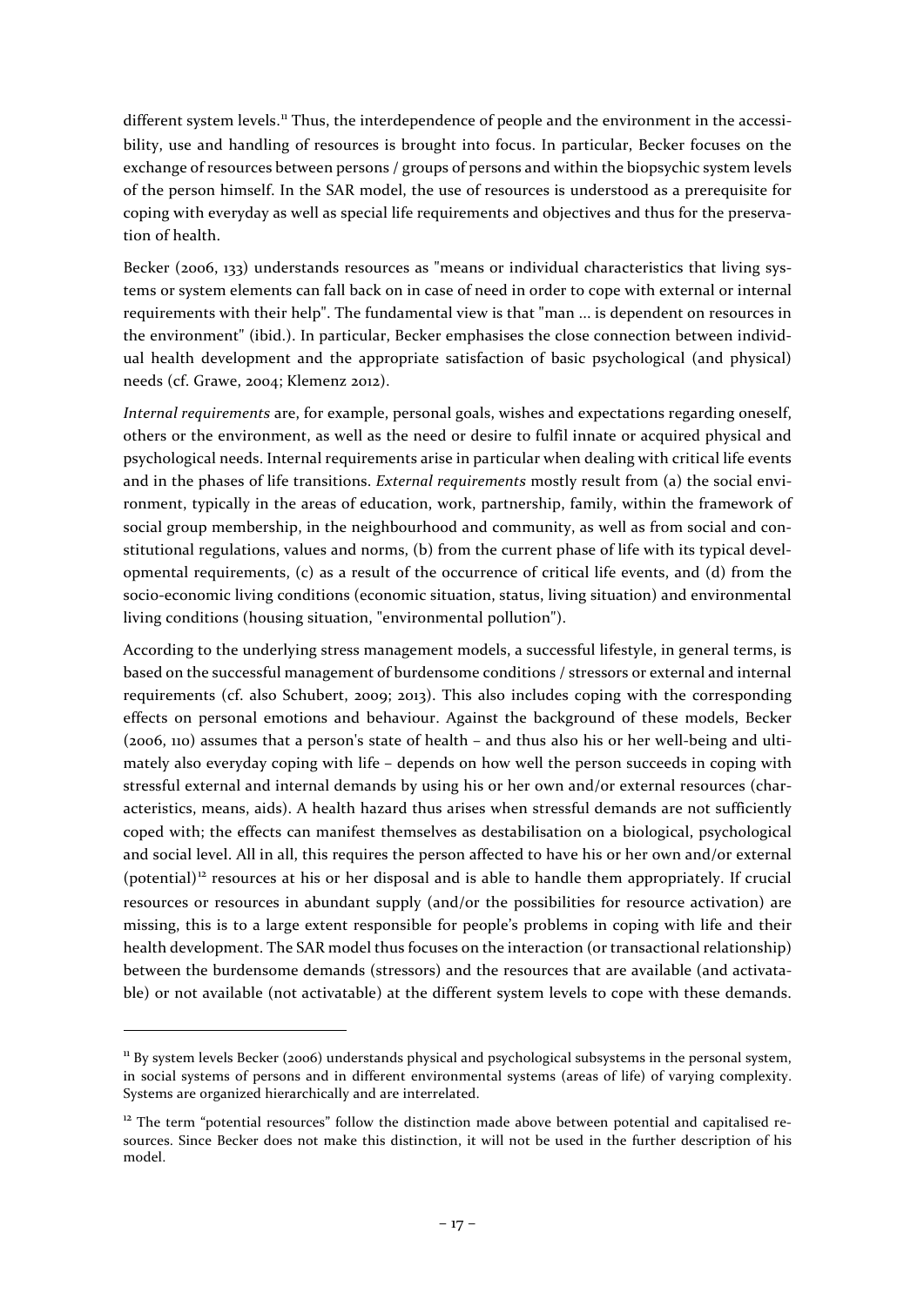different system levels.[11] Thus, the interdependence of people and the environment in the accessibility, use and handling of resources is brought into focus. In particular, Becker focuses on the exchange of resources between persons / groups of persons and within the biopsychic system levels of the person himself. In the SAR model, the use of resources is understood as a prerequisite for coping with everyday as well as special life requirements and objectives and thus for the preservation of health.

Becker (2006, 133) understands resources as "means or individual characteristics that living systems or system elements can fall back on in case of need in order to cope with external or internal requirements with their help". The fundamental view is that "man ... is dependent on resources in the environment" (ibid.). In particular, Becker emphasises the close connection between individual health development and the appropriate satisfaction of basic psychological (and physical) needs (cf. Grawe, 2004; Klemenz 2012).

*Internal requirements* are, for example, personal goals, wishes and expectations regarding oneself, others or the environment, as well as the need or desire to fulfil innate or acquired physical and psychological needs. Internal requirements arise in particular when dealing with critical life events and in the phases of life transitions. *External requirements* mostly result from (a) the social environment, typically in the areas of education, work, partnership, family, within the framework of social group membership, in the neighbourhood and community, as well as from social and constitutional regulations, values and norms, (b) from the current phase of life with its typical developmental requirements, (c) as a result of the occurrence of critical life events, and (d) from the socio-economic living conditions (economic situation, status, living situation) and environmental living conditions (housing situation, "environmental pollution").

According to the underlying stress management models, a successful lifestyle, in general terms, is based on the successful management of burdensome conditions / stressors or external and internal requirements (cf. also Schubert, 2009; 2013). This also includes coping with the corresponding effects on personal emotions and behaviour. Against the background of these models, Becker (2006, 110) assumes that a person's state of health – and thus also his or her well-being and ultimately also everyday coping with life – depends on how well the person succeeds in coping with stressful external and internal demands by using his or her own and/or external resources (characteristics, means, aids). A health hazard thus arises when stressful demands are not sufficiently coped with; the effects can manifest themselves as destabilisation on a biological, psychological and social level. All in all, this requires the person affected to have his or her own and/or external (potential)[12] resources at his or her disposal and is able to handle them appropriately. If crucial resources or resources in abundant supply (and/or the possibilities for resource activation) are missing, this is to a large extent responsible for people's problems in coping with life and their health development. The SAR model thus focuses on the interaction (or transactional relationship) between the burdensome demands (stressors) and the resources that are available (and activatable) or not available (not activatable) at the different system levels to cope with these demands.

---

[11] By system levels Becker (2006) understands physical and psychological subsystems in the personal system, in social systems of persons and in different environmental systems (areas of life) of varying complexity. Systems are organized hierarchically and are interrelated.

[12] The term "potential resources" follow the distinction made above between potential and capitalised resources. Since Becker does not make this distinction, it will not be used in the further description of his model.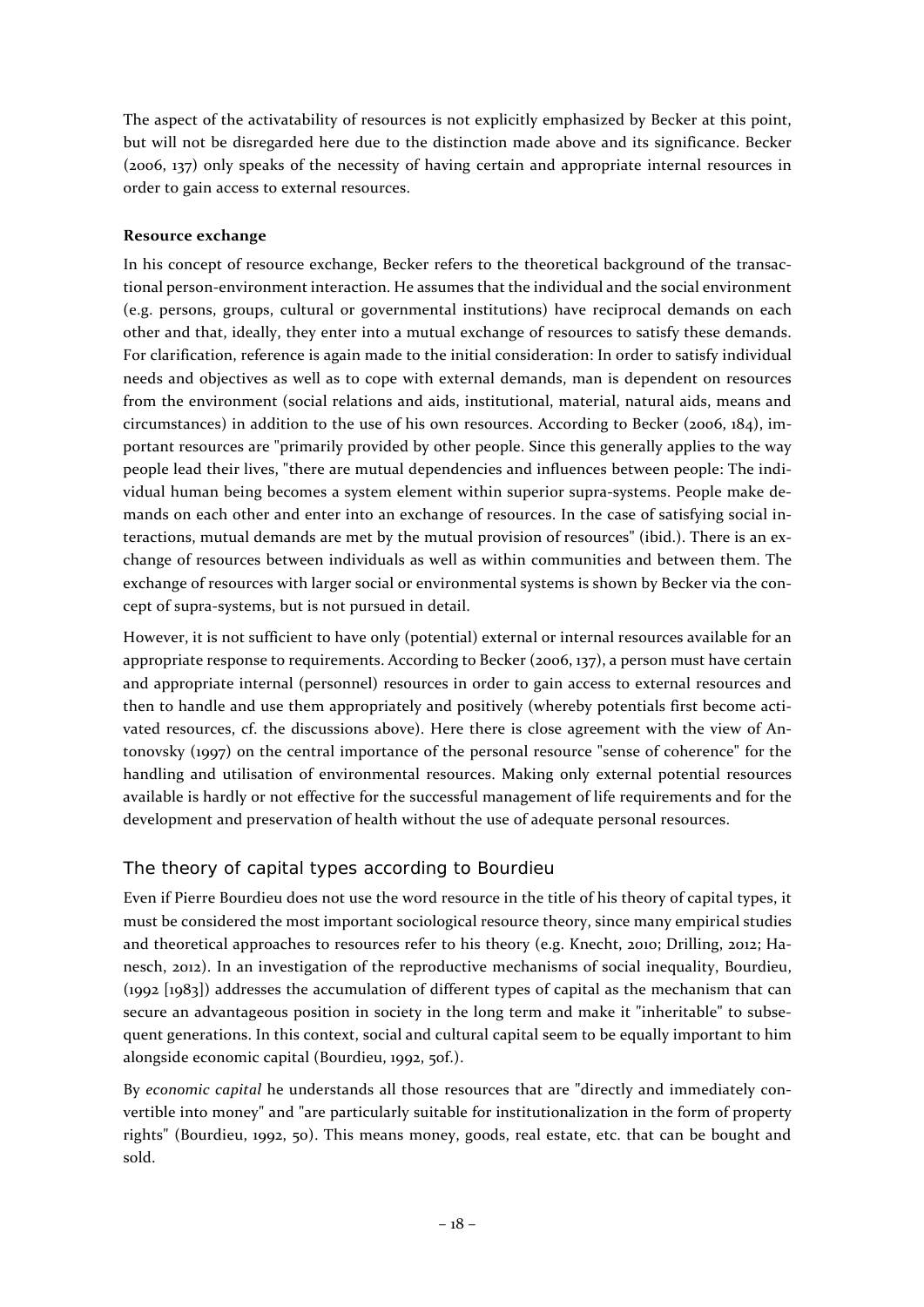The aspect of the activatability of resources is not explicitly emphasized by Becker at this point, but will not be disregarded here due to the distinction made above and its significance. Becker (2006, 137) only speaks of the necessity of having certain and appropriate internal resources in order to gain access to external resources.

**Resource exchange**

In his concept of resource exchange, Becker refers to the theoretical background of the transactional person-environment interaction. He assumes that the individual and the social environment (e.g. persons, groups, cultural or governmental institutions) have reciprocal demands on each other and that, ideally, they enter into a mutual exchange of resources to satisfy these demands. For clarification, reference is again made to the initial consideration: In order to satisfy individual needs and objectives as well as to cope with external demands, man is dependent on resources from the environment (social relations and aids, institutional, material, natural aids, means and circumstances) in addition to the use of his own resources. According to Becker (2006, 184), important resources are "primarily provided by other people. Since this generally applies to the way people lead their lives, "there are mutual dependencies and influences between people: The individual human being becomes a system element within superior supra-systems. People make demands on each other and enter into an exchange of resources. In the case of satisfying social interactions, mutual demands are met by the mutual provision of resources" (ibid.). There is an exchange of resources between individuals as well as within communities and between them. The exchange of resources with larger social or environmental systems is shown by Becker via the concept of supra-systems, but is not pursued in detail.

However, it is not sufficient to have only (potential) external or internal resources available for an appropriate response to requirements. According to Becker (2006, 137), a person must have certain and appropriate internal (personnel) resources in order to gain access to external resources and then to handle and use them appropriately and positively (whereby potentials first become activated resources, cf. the discussions above). Here there is close agreement with the view of Antonovsky (1997) on the central importance of the personal resource "sense of coherence" for the handling and utilisation of environmental resources. Making only external potential resources available is hardly or not effective for the successful management of life requirements and for the development and preservation of health without the use of adequate personal resources.

## The theory of capital types according to Bourdieu

Even if Pierre Bourdieu does not use the word resource in the title of his theory of capital types, it must be considered the most important sociological resource theory, since many empirical studies and theoretical approaches to resources refer to his theory (e.g. Knecht, 2010; Drilling, 2012; Hanesch, 2012). In an investigation of the reproductive mechanisms of social inequality, Bourdieu, (1992 [1983]) addresses the accumulation of different types of capital as the mechanism that can secure an advantageous position in society in the long term and make it "inheritable" to subsequent generations. In this context, social and cultural capital seem to be equally important to him alongside economic capital (Bourdieu, 1992, 50f.).

By *economic capital* he understands all those resources that are "directly and immediately convertible into money" and "are particularly suitable for institutionalization in the form of property rights" (Bourdieu, 1992, 50). This means money, goods, real estate, etc. that can be bought and sold.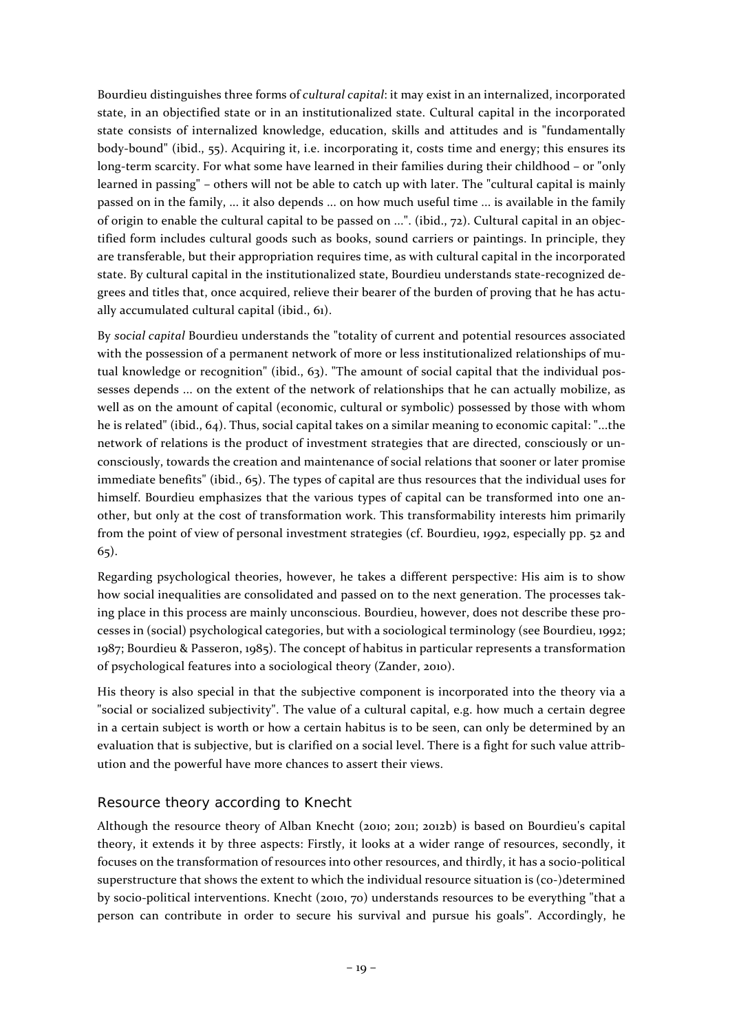Bourdieu distinguishes three forms of *cultural capital*: it may exist in an internalized, incorporated state, in an objectified state or in an institutionalized state. Cultural capital in the incorporated state consists of internalized knowledge, education, skills and attitudes and is "fundamentally body-bound" (ibid., 55). Acquiring it, i.e. incorporating it, costs time and energy; this ensures its long-term scarcity. For what some have learned in their families during their childhood – or "only learned in passing" – others will not be able to catch up with later. The "cultural capital is mainly passed on in the family, ... it also depends ... on how much useful time ... is available in the family of origin to enable the cultural capital to be passed on ...". (ibid., 72). Cultural capital in an objectified form includes cultural goods such as books, sound carriers or paintings. In principle, they are transferable, but their appropriation requires time, as with cultural capital in the incorporated state. By cultural capital in the institutionalized state, Bourdieu understands state-recognized degrees and titles that, once acquired, relieve their bearer of the burden of proving that he has actually accumulated cultural capital (ibid., 61).

By *social capital* Bourdieu understands the "totality of current and potential resources associated with the possession of a permanent network of more or less institutionalized relationships of mutual knowledge or recognition" (ibid., 63). "The amount of social capital that the individual possesses depends ... on the extent of the network of relationships that he can actually mobilize, as well as on the amount of capital (economic, cultural or symbolic) possessed by those with whom he is related" (ibid., 64). Thus, social capital takes on a similar meaning to economic capital: "...the network of relations is the product of investment strategies that are directed, consciously or unconsciously, towards the creation and maintenance of social relations that sooner or later promise immediate benefits" (ibid., 65). The types of capital are thus resources that the individual uses for himself. Bourdieu emphasizes that the various types of capital can be transformed into one another, but only at the cost of transformation work. This transformability interests him primarily from the point of view of personal investment strategies (cf. Bourdieu, 1992, especially pp. 52 and 65).

Regarding psychological theories, however, he takes a different perspective: His aim is to show how social inequalities are consolidated and passed on to the next generation. The processes taking place in this process are mainly unconscious. Bourdieu, however, does not describe these processes in (social) psychological categories, but with a sociological terminology (see Bourdieu, 1992; 1987; Bourdieu & Passeron, 1985). The concept of habitus in particular represents a transformation of psychological features into a sociological theory (Zander, 2010).

His theory is also special in that the subjective component is incorporated into the theory via a "social or socialized subjectivity". The value of a cultural capital, e.g. how much a certain degree in a certain subject is worth or how a certain habitus is to be seen, can only be determined by an evaluation that is subjective, but is clarified on a social level. There is a fight for such value attribution and the powerful have more chances to assert their views.

### Resource theory according to Knecht

Although the resource theory of Alban Knecht (2010; 2011; 2012b) is based on Bourdieu's capital theory, it extends it by three aspects: Firstly, it looks at a wider range of resources, secondly, it focuses on the transformation of resources into other resources, and thirdly, it has a socio-political superstructure that shows the extent to which the individual resource situation is (co-)determined by socio-political interventions. Knecht (2010, 70) understands resources to be everything "that a person can contribute in order to secure his survival and pursue his goals". Accordingly, he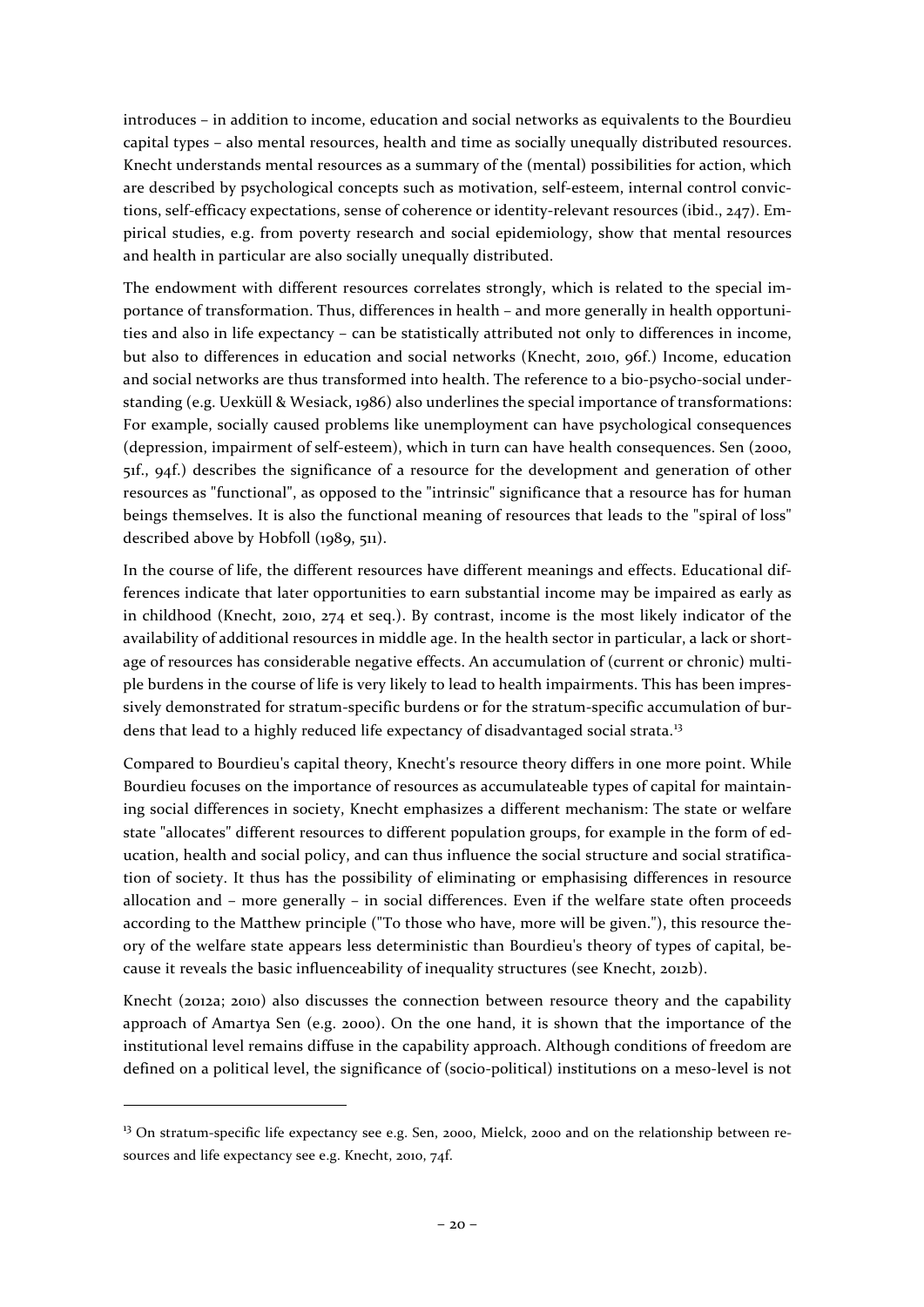introduces – in addition to income, education and social networks as equivalents to the Bourdieu capital types – also mental resources, health and time as socially unequally distributed resources. Knecht understands mental resources as a summary of the (mental) possibilities for action, which are described by psychological concepts such as motivation, self-esteem, internal control convictions, self-efficacy expectations, sense of coherence or identity-relevant resources (ibid., 247). Empirical studies, e.g. from poverty research and social epidemiology, show that mental resources and health in particular are also socially unequally distributed.

The endowment with different resources correlates strongly, which is related to the special importance of transformation. Thus, differences in health – and more generally in health opportunities and also in life expectancy – can be statistically attributed not only to differences in income, but also to differences in education and social networks (Knecht, 2010, 96f.) Income, education and social networks are thus transformed into health. The reference to a bio-psycho-social understanding (e.g. Uexküll & Wesiack, 1986) also underlines the special importance of transformations: For example, socially caused problems like unemployment can have psychological consequences (depression, impairment of self-esteem), which in turn can have health consequences. Sen (2000, 51f., 94f.) describes the significance of a resource for the development and generation of other resources as "functional", as opposed to the "intrinsic" significance that a resource has for human beings themselves. It is also the functional meaning of resources that leads to the "spiral of loss" described above by Hobfoll (1989, 511).

In the course of life, the different resources have different meanings and effects. Educational differences indicate that later opportunities to earn substantial income may be impaired as early as in childhood (Knecht, 2010, 274 et seq.). By contrast, income is the most likely indicator of the availability of additional resources in middle age. In the health sector in particular, a lack or shortage of resources has considerable negative effects. An accumulation of (current or chronic) multiple burdens in the course of life is very likely to lead to health impairments. This has been impressively demonstrated for stratum-specific burdens or for the stratum-specific accumulation of burdens that lead to a highly reduced life expectancy of disadvantaged social strata.[13]

Compared to Bourdieu's capital theory, Knecht's resource theory differs in one more point. While Bourdieu focuses on the importance of resources as accumulateable types of capital for maintaining social differences in society, Knecht emphasizes a different mechanism: The state or welfare state "allocates" different resources to different population groups, for example in the form of education, health and social policy, and can thus influence the social structure and social stratification of society. It thus has the possibility of eliminating or emphasising differences in resource allocation and – more generally – in social differences. Even if the welfare state often proceeds according to the Matthew principle ("To those who have, more will be given."), this resource theory of the welfare state appears less deterministic than Bourdieu's theory of types of capital, because it reveals the basic influenceability of inequality structures (see Knecht, 2012b).

Knecht (2012a; 2010) also discusses the connection between resource theory and the capability approach of Amartya Sen (e.g. 2000). On the one hand, it is shown that the importance of the institutional level remains diffuse in the capability approach. Although conditions of freedom are defined on a political level, the significance of (socio-political) institutions on a meso-level is not

[13] On stratum-specific life expectancy see e.g. Sen, 2000, Mielck, 2000 and on the relationship between resources and life expectancy see e.g. Knecht, 2010, 74f.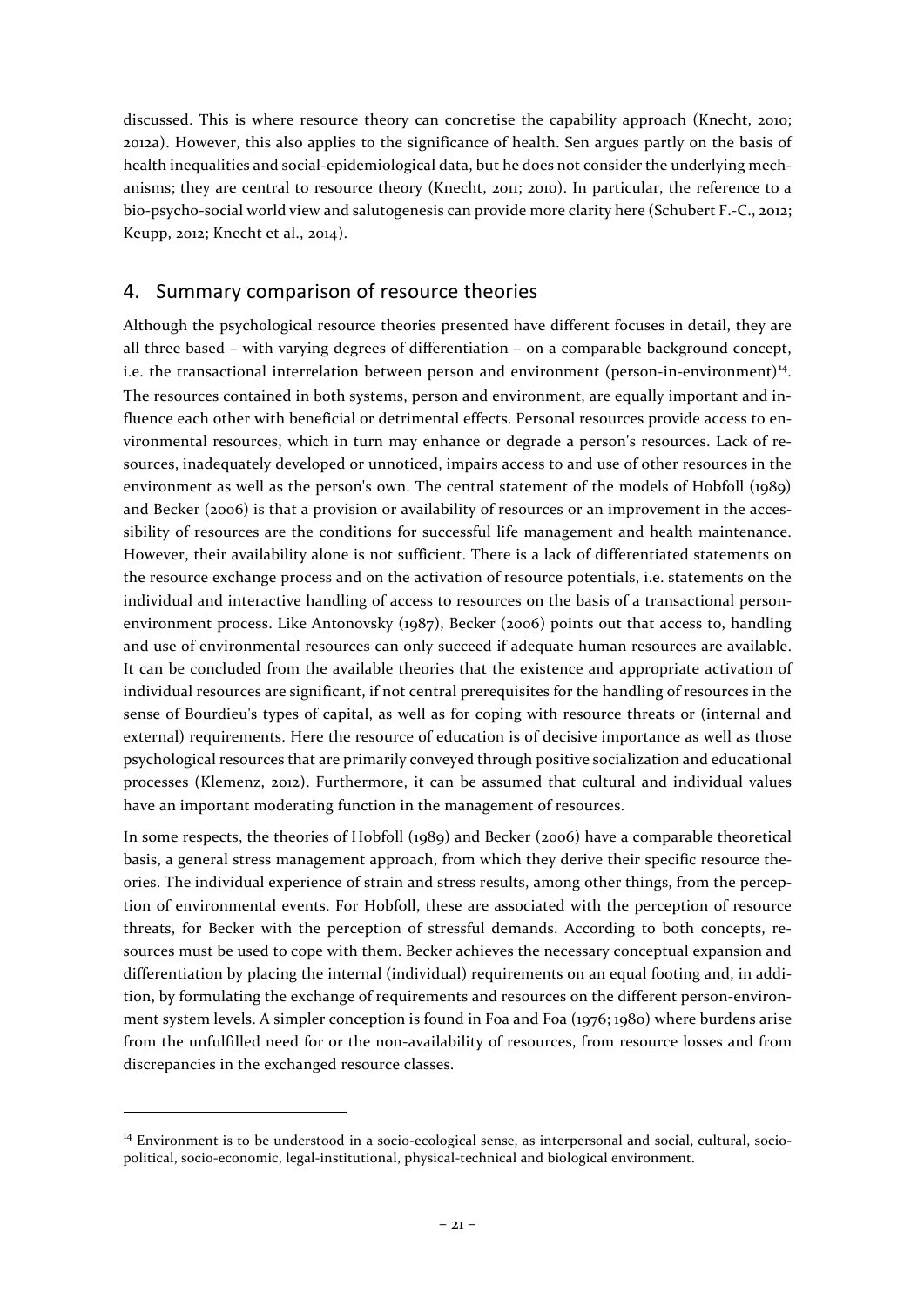discussed. This is where resource theory can concretise the capability approach (Knecht, 2010; 2012a). However, this also applies to the significance of health. Sen argues partly on the basis of health inequalities and social-epidemiological data, but he does not consider the underlying mechanisms; they are central to resource theory (Knecht, 2011; 2010). In particular, the reference to a bio-psycho-social world view and salutogenesis can provide more clarity here (Schubert F.-C., 2012; Keupp, 2012; Knecht et al., 2014).

## 4. Summary comparison of resource theories

Although the psychological resource theories presented have different focuses in detail, they are all three based – with varying degrees of differentiation – on a comparable background concept, i.e. the transactional interrelation between person and environment (person-in-environment)[14]. The resources contained in both systems, person and environment, are equally important and influence each other with beneficial or detrimental effects. Personal resources provide access to environmental resources, which in turn may enhance or degrade a person's resources. Lack of resources, inadequately developed or unnoticed, impairs access to and use of other resources in the environment as well as the person's own. The central statement of the models of Hobfoll (1989) and Becker (2006) is that a provision or availability of resources or an improvement in the accessibility of resources are the conditions for successful life management and health maintenance. However, their availability alone is not sufficient. There is a lack of differentiated statements on the resource exchange process and on the activation of resource potentials, i.e. statements on the individual and interactive handling of access to resources on the basis of a transactional person-environment process. Like Antonovsky (1987), Becker (2006) points out that access to, handling and use of environmental resources can only succeed if adequate human resources are available. It can be concluded from the available theories that the existence and appropriate activation of individual resources are significant, if not central prerequisites for the handling of resources in the sense of Bourdieu's types of capital, as well as for coping with resource threats or (internal and external) requirements. Here the resource of education is of decisive importance as well as those psychological resources that are primarily conveyed through positive socialization and educational processes (Klemenz, 2012). Furthermore, it can be assumed that cultural and individual values have an important moderating function in the management of resources.

In some respects, the theories of Hobfoll (1989) and Becker (2006) have a comparable theoretical basis, a general stress management approach, from which they derive their specific resource theories. The individual experience of strain and stress results, among other things, from the perception of environmental events. For Hobfoll, these are associated with the perception of resource threats, for Becker with the perception of stressful demands. According to both concepts, resources must be used to cope with them. Becker achieves the necessary conceptual expansion and differentiation by placing the internal (individual) requirements on an equal footing and, in addition, by formulating the exchange of requirements and resources on the different person-environment system levels. A simpler conception is found in Foa and Foa (1976; 1980) where burdens arise from the unfulfilled need for or the non-availability of resources, from resource losses and from discrepancies in the exchanged resource classes.

[14] Environment is to be understood in a socio-ecological sense, as interpersonal and social, cultural, socio-political, socio-economic, legal-institutional, physical-technical and biological environment.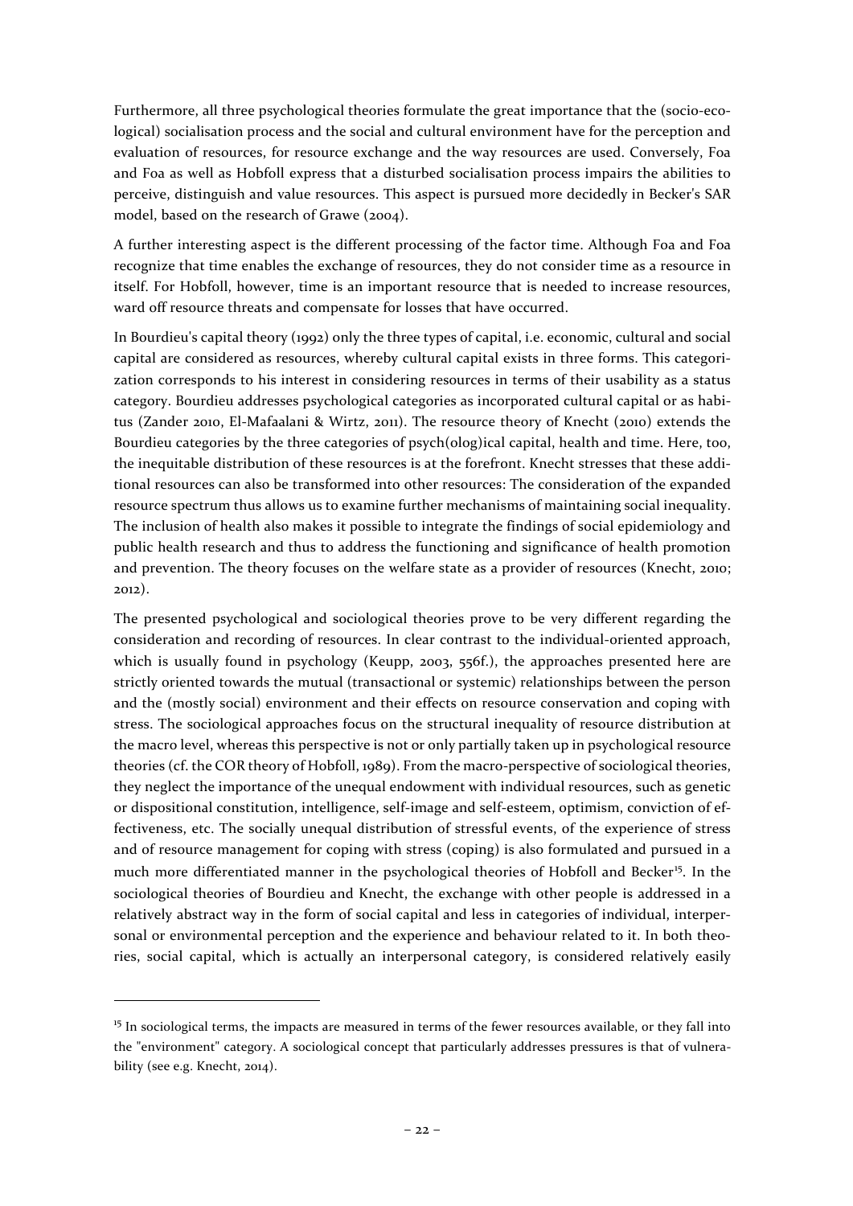Furthermore, all three psychological theories formulate the great importance that the (socio-ecological) socialisation process and the social and cultural environment have for the perception and evaluation of resources, for resource exchange and the way resources are used. Conversely, Foa and Foa as well as Hobfoll express that a disturbed socialisation process impairs the abilities to perceive, distinguish and value resources. This aspect is pursued more decidedly in Becker's SAR model, based on the research of Grawe (2004).

A further interesting aspect is the different processing of the factor time. Although Foa and Foa recognize that time enables the exchange of resources, they do not consider time as a resource in itself. For Hobfoll, however, time is an important resource that is needed to increase resources, ward off resource threats and compensate for losses that have occurred.

In Bourdieu's capital theory (1992) only the three types of capital, i.e. economic, cultural and social capital are considered as resources, whereby cultural capital exists in three forms. This categorization corresponds to his interest in considering resources in terms of their usability as a status category. Bourdieu addresses psychological categories as incorporated cultural capital or as habitus (Zander 2010, El-Mafaalani & Wirtz, 2011). The resource theory of Knecht (2010) extends the Bourdieu categories by the three categories of psych(olog)ical capital, health and time. Here, too, the inequitable distribution of these resources is at the forefront. Knecht stresses that these additional resources can also be transformed into other resources: The consideration of the expanded resource spectrum thus allows us to examine further mechanisms of maintaining social inequality. The inclusion of health also makes it possible to integrate the findings of social epidemiology and public health research and thus to address the functioning and significance of health promotion and prevention. The theory focuses on the welfare state as a provider of resources (Knecht, 2010; 2012).

The presented psychological and sociological theories prove to be very different regarding the consideration and recording of resources. In clear contrast to the individual-oriented approach, which is usually found in psychology (Keupp, 2003, 556f.), the approaches presented here are strictly oriented towards the mutual (transactional or systemic) relationships between the person and the (mostly social) environment and their effects on resource conservation and coping with stress. The sociological approaches focus on the structural inequality of resource distribution at the macro level, whereas this perspective is not or only partially taken up in psychological resource theories (cf. the COR theory of Hobfoll, 1989). From the macro-perspective of sociological theories, they neglect the importance of the unequal endowment with individual resources, such as genetic or dispositional constitution, intelligence, self-image and self-esteem, optimism, conviction of effectiveness, etc. The socially unequal distribution of stressful events, of the experience of stress and of resource management for coping with stress (coping) is also formulated and pursued in a much more differentiated manner in the psychological theories of Hobfoll and Becker[15]. In the sociological theories of Bourdieu and Knecht, the exchange with other people is addressed in a relatively abstract way in the form of social capital and less in categories of individual, interpersonal or environmental perception and the experience and behaviour related to it. In both theories, social capital, which is actually an interpersonal category, is considered relatively easily

---

[15] In sociological terms, the impacts are measured in terms of the fewer resources available, or they fall into the "environment" category. A sociological concept that particularly addresses pressures is that of vulnerability (see e.g. Knecht, 2014).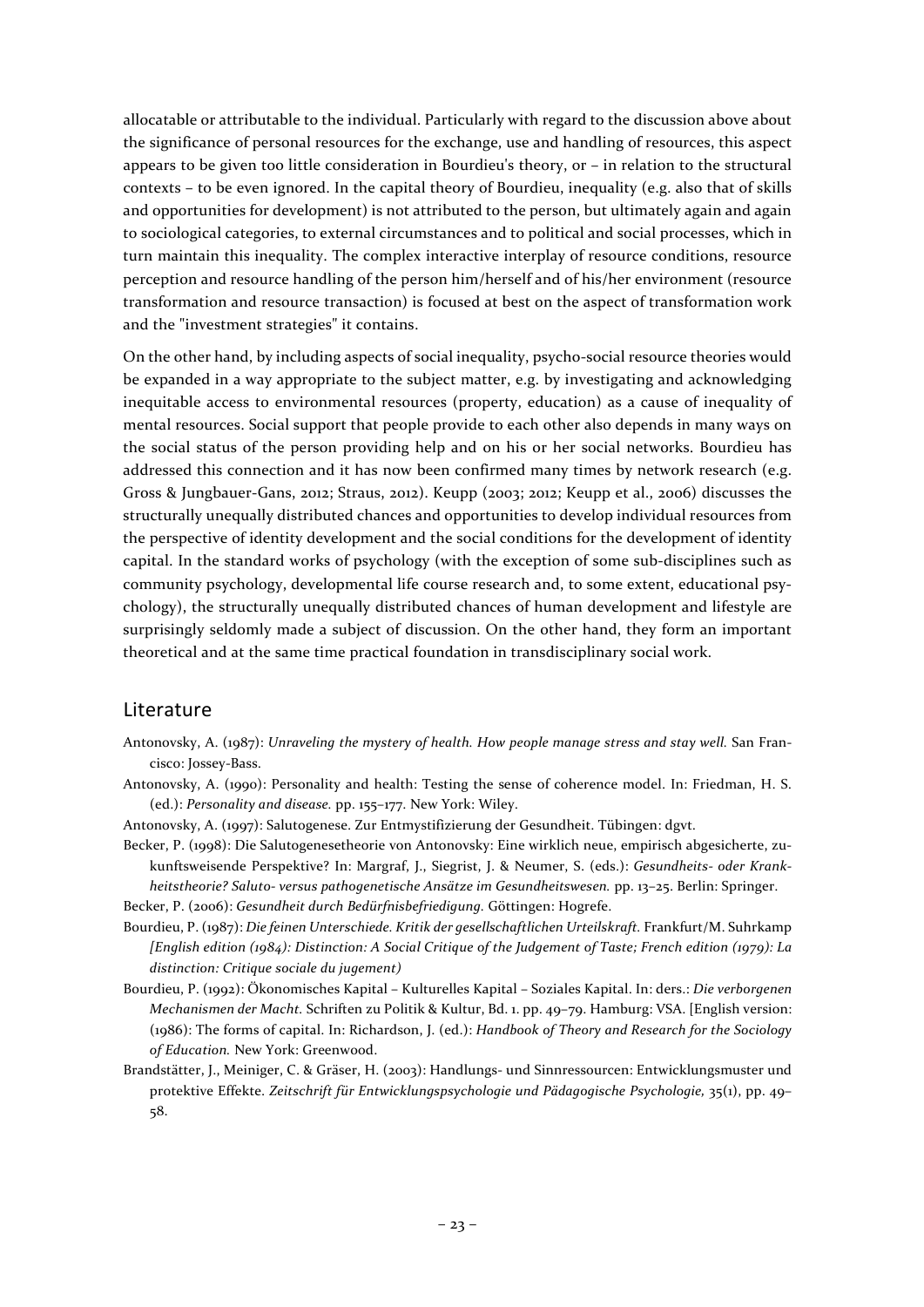allocatable or attributable to the individual. Particularly with regard to the discussion above about the significance of personal resources for the exchange, use and handling of resources, this aspect appears to be given too little consideration in Bourdieu's theory, or – in relation to the structural contexts – to be even ignored. In the capital theory of Bourdieu, inequality (e.g. also that of skills and opportunities for development) is not attributed to the person, but ultimately again and again to sociological categories, to external circumstances and to political and social processes, which in turn maintain this inequality. The complex interactive interplay of resource conditions, resource perception and resource handling of the person him/herself and of his/her environment (resource transformation and resource transaction) is focused at best on the aspect of transformation work and the "investment strategies" it contains.

On the other hand, by including aspects of social inequality, psycho-social resource theories would be expanded in a way appropriate to the subject matter, e.g. by investigating and acknowledging inequitable access to environmental resources (property, education) as a cause of inequality of mental resources. Social support that people provide to each other also depends in many ways on the social status of the person providing help and on his or her social networks. Bourdieu has addressed this connection and it has now been confirmed many times by network research (e.g. Gross & Jungbauer-Gans, 2012; Straus, 2012). Keupp (2003; 2012; Keupp et al., 2006) discusses the structurally unequally distributed chances and opportunities to develop individual resources from the perspective of identity development and the social conditions for the development of identity capital. In the standard works of psychology (with the exception of some sub-disciplines such as community psychology, developmental life course research and, to some extent, educational psychology), the structurally unequally distributed chances of human development and lifestyle are surprisingly seldomly made a subject of discussion. On the other hand, they form an important theoretical and at the same time practical foundation in transdisciplinary social work.

## Literature

Antonovsky, A. (1987): *Unraveling the mystery of health. How people manage stress and stay well.* San Francisco: Jossey-Bass.

Antonovsky, A. (1990): Personality and health: Testing the sense of coherence model. In: Friedman, H. S. (ed.): *Personality and disease.* pp. 155–177. New York: Wiley.

Antonovsky, A. (1997): Salutogenese. Zur Entmystifizierung der Gesundheit. Tübingen: dgvt.

Becker, P. (1998): Die Salutogenesetheorie von Antonovsky: Eine wirklich neue, empirisch abgesicherte, zukunftsweisende Perspektive? In: Margraf, J., Siegrist, J. & Neumer, S. (eds.): *Gesundheits- oder Krankheitstheorie? Saluto- versus pathogenetische Ansätze im Gesundheitswesen.* pp. 13–25. Berlin: Springer.

Becker, P. (2006): *Gesundheit durch Bedürfnisbefriedigung.* Göttingen: Hogrefe.

Bourdieu, P. (1987): *Die feinen Unterschiede. Kritik der gesellschaftlichen Urteilskraft.* Frankfurt/M. Suhrkamp *[English edition (1984): Distinction: A Social Critique of the Judgement of Taste; French edition (1979): La distinction: Critique sociale du jugement)*

Bourdieu, P. (1992): Ökonomisches Kapital – Kulturelles Kapital – Soziales Kapital. In: ders.: *Die verborgenen Mechanismen der Macht.* Schriften zu Politik & Kultur, Bd. 1. pp. 49–79. Hamburg: VSA. [English version: (1986): The forms of capital. In: Richardson, J. (ed.): *Handbook of Theory and Research for the Sociology of Education.* New York: Greenwood.

Brandstätter, J., Meiniger, C. & Gräser, H. (2003): Handlungs- und Sinnressourcen: Entwicklungsmuster und protektive Effekte. *Zeitschrift für Entwicklungspsychologie und Pädagogische Psychologie,* 35(1), pp. 49–58.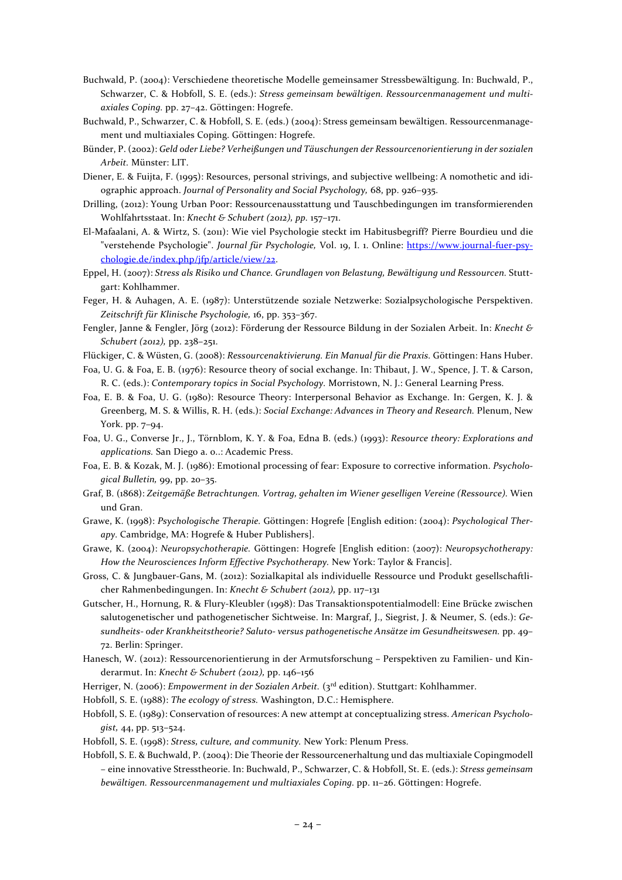Buchwald, P. (2004): Verschiedene theoretische Modelle gemeinsamer Stressbewältigung. In: Buchwald, P., Schwarzer, C. & Hobfoll, S. E. (eds.): *Stress gemeinsam bewältigen. Ressourcenmanagement und multiaxiales Coping.* pp. 27–42. Göttingen: Hogrefe.

Buchwald, P., Schwarzer, C. & Hobfoll, S. E. (eds.) (2004): Stress gemeinsam bewältigen. Ressourcenmanagement und multiaxiales Coping. Göttingen: Hogrefe.

Bünder, P. (2002): *Geld oder Liebe? Verheißungen und Täuschungen der Ressourcenorientierung in der sozialen Arbeit.* Münster: LIT.

Diener, E. & Fuijta, F. (1995): Resources, personal strivings, and subjective wellbeing: A nomothetic and idiographic approach. *Journal of Personality and Social Psychology,* 68, pp. 926–935.

Drilling, (2012): Young Urban Poor: Ressourcenausstattung und Tauschbedingungen im transformierenden Wohlfahrtsstaat. In: *Knecht & Schubert (2012), pp.* 157–171.

El-Mafaalani, A. & Wirtz, S. (2011): Wie viel Psychologie steckt im Habitusbegriff? Pierre Bourdieu und die "verstehende Psychologie". *Journal für Psychologie,* Vol. 19, I. 1. Online: https://www.journal-fuer-psychologie.de/index.php/jfp/article/view/22.

Eppel, H. (2007): *Stress als Risiko und Chance. Grundlagen von Belastung, Bewältigung und Ressourcen.* Stuttgart: Kohlhammer.

Feger, H. & Auhagen, A. E. (1987): Unterstützende soziale Netzwerke: Sozialpsychologische Perspektiven. *Zeitschrift für Klinische Psychologie,* 16, pp. 353–367.

Fengler, Janne & Fengler, Jörg (2012): Förderung der Ressource Bildung in der Sozialen Arbeit. In: *Knecht & Schubert (2012),* pp. 238–251.

Flückiger, C. & Wüsten, G. (2008): *Ressourcenaktivierung. Ein Manual für die Praxis.* Göttingen: Hans Huber.

Foa, U. G. & Foa, E. B. (1976): Resource theory of social exchange. In: Thibaut, J. W., Spence, J. T. & Carson, R. C. (eds.): *Contemporary topics in Social Psychology.* Morristown, N. J.: General Learning Press.

Foa, E. B. & Foa, U. G. (1980): Resource Theory: Interpersonal Behavior as Exchange. In: Gergen, K. J. & Greenberg, M. S. & Willis, R. H. (eds.): *Social Exchange: Advances in Theory and Research.* Plenum, New York. pp. 7–94.

Foa, U. G., Converse Jr., J., Törnblom, K. Y. & Foa, Edna B. (eds.) (1993): *Resource theory: Explorations and applications.* San Diego a. o..: Academic Press.

Foa, E. B. & Kozak, M. J. (1986): Emotional processing of fear: Exposure to corrective information. *Psychological Bulletin,* 99, pp. 20–35.

Graf, B. (1868): *Zeitgemäße Betrachtungen. Vortrag, gehalten im Wiener geselligen Vereine (Ressource).* Wien und Gran.

Grawe, K. (1998): *Psychologische Therapie.* Göttingen: Hogrefe [English edition: (2004): *Psychological Therapy.* Cambridge, MA: Hogrefe & Huber Publishers].

Grawe, K. (2004): *Neuropsychotherapie.* Göttingen: Hogrefe [English edition: (2007): *Neuropsychotherapy: How the Neurosciences Inform Effective Psychotherapy.* New York: Taylor & Francis].

Gross, C. & Jungbauer-Gans, M. (2012): Sozialkapital als individuelle Ressource und Produkt gesellschaftlicher Rahmenbedingungen. In: *Knecht & Schubert (2012),* pp. 117–131

Gutscher, H., Hornung, R. & Flury-Kleubler (1998): Das Transaktionspotentialmodell: Eine Brücke zwischen salutogenetischer und pathogenetischer Sichtweise. In: Margraf, J., Siegrist, J. & Neumer, S. (eds.): *Gesundheits- oder Krankheitstheorie? Saluto- versus pathogenetische Ansätze im Gesundheitswesen.* pp. 49–72. Berlin: Springer.

Hanesch, W. (2012): Ressourcenorientierung in der Armutsforschung – Perspektiven zu Familien- und Kinderarmut. In: *Knecht & Schubert (2012),* pp. 146–156

Herriger, N. (2006): *Empowerment in der Sozialen Arbeit.* (3rd edition). Stuttgart: Kohlhammer.

Hobfoll, S. E. (1988): *The ecology of stress.* Washington, D.C.: Hemisphere.

Hobfoll, S. E. (1989): Conservation of resources: A new attempt at conceptualizing stress. *American Psychologist,* 44, pp. 513–524.

Hobfoll, S. E. (1998): *Stress, culture, and community.* New York: Plenum Press.

Hobfoll, S. E. & Buchwald, P. (2004): Die Theorie der Ressourcenerhaltung und das multiaxiale Copingmodell – eine innovative Stresstheorie. In: Buchwald, P., Schwarzer, C. & Hobfoll, St. E. (eds.): *Stress gemeinsam bewältigen. Ressourcenmanagement und multiaxiales Coping.* pp. 11–26. Göttingen: Hogrefe.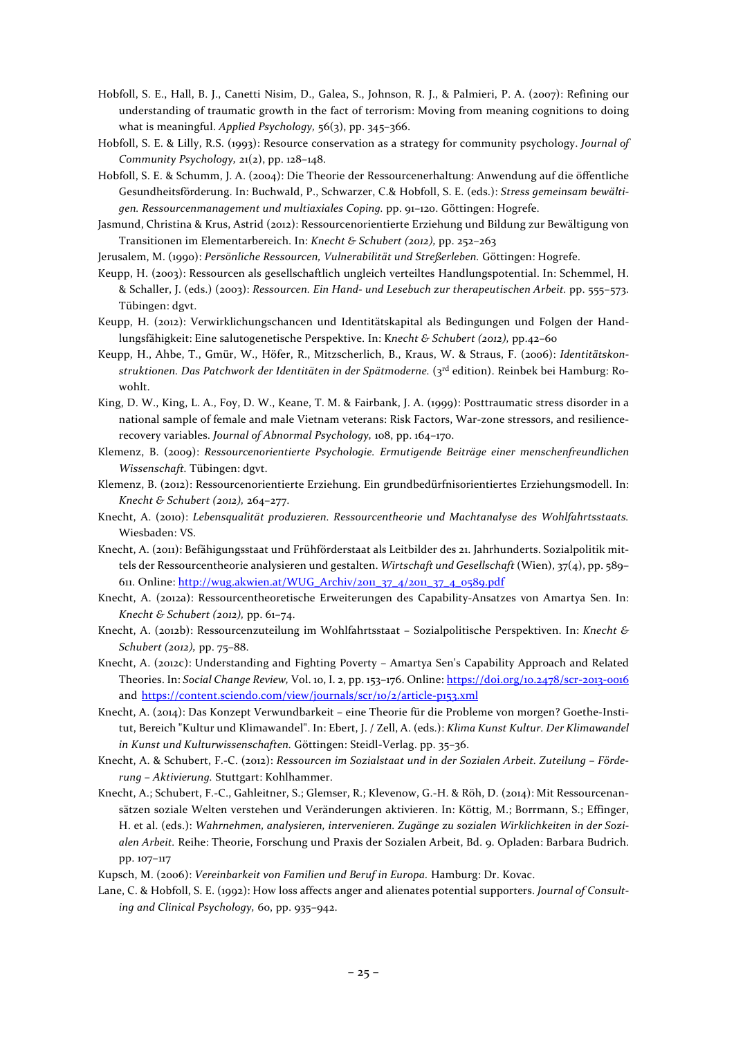Hobfoll, S. E., Hall, B. J., Canetti Nisim, D., Galea, S., Johnson, R. J., & Palmieri, P. A. (2007): Refining our understanding of traumatic growth in the fact of terrorism: Moving from meaning cognitions to doing what is meaningful. *Applied Psychology,* 56(3), pp. 345–366.

Hobfoll, S. E. & Lilly, R.S. (1993): Resource conservation as a strategy for community psychology. *Journal of Community Psychology,* 21(2), pp. 128–148.

Hobfoll, S. E. & Schumm, J. A. (2004): Die Theorie der Ressourcenerhaltung: Anwendung auf die öffentliche Gesundheitsförderung. In: Buchwald, P., Schwarzer, C.& Hobfoll, S. E. (eds.): *Stress gemeinsam bewältigen. Ressourcenmanagement und multiaxiales Coping.* pp. 91–120. Göttingen: Hogrefe.

Jasmund, Christina & Krus, Astrid (2012): Ressourcenorientierte Erziehung und Bildung zur Bewältigung von Transitionen im Elementarbereich. In: *Knecht & Schubert (2012),* pp. 252–263

Jerusalem, M. (1990): *Persönliche Ressourcen, Vulnerabilität und Streßerleben.* Göttingen: Hogrefe.

Keupp, H. (2003): Ressourcen als gesellschaftlich ungleich verteiltes Handlungspotential. In: Schemmel, H. & Schaller, J. (eds.) (2003): *Ressourcen. Ein Hand- und Lesebuch zur therapeutischen Arbeit.* pp. 555–573. Tübingen: dgvt.

Keupp, H. (2012): Verwirklichungschancen und Identitätskapital als Bedingungen und Folgen der Handlungsfähigkeit: Eine salutogenetische Perspektive. In: *Knecht & Schubert (2012),* pp.42–60

Keupp, H., Ahbe, T., Gmür, W., Höfer, R., Mitzscherlich, B., Kraus, W. & Straus, F. (2006): *Identitätskonstruktionen. Das Patchwork der Identitäten in der Spätmoderne.* (3rd edition). Reinbek bei Hamburg: Rowohlt.

King, D. W., King, L. A., Foy, D. W., Keane, T. M. & Fairbank, J. A. (1999): Posttraumatic stress disorder in a national sample of female and male Vietnam veterans: Risk Factors, War-zone stressors, and resilience-recovery variables. *Journal of Abnormal Psychology,* 108, pp. 164–170.

Klemenz, B. (2009): *Ressourcenorientierte Psychologie. Ermutigende Beiträge einer menschenfreundlichen Wissenschaft.* Tübingen: dgvt.

Klemenz, B. (2012): Ressourcenorientierte Erziehung. Ein grundbedürfnisorientiertes Erziehungsmodell. In: *Knecht & Schubert (2012),* 264–277.

Knecht, A. (2010): *Lebensqualität produzieren. Ressourcentheorie und Machtanalyse des Wohlfahrtsstaats.* Wiesbaden: VS.

Knecht, A. (2011): Befähigungsstaat und Frühförderstaat als Leitbilder des 21. Jahrhunderts. Sozialpolitik mittels der Ressourcentheorie analysieren und gestalten. *Wirtschaft und Gesellschaft* (Wien), 37(4), pp. 589–611. Online: http://wug.akwien.at/WUG_Archiv/2011_37_4/2011_37_4_0589.pdf

Knecht, A. (2012a): Ressourcentheoretische Erweiterungen des Capability-Ansatzes von Amartya Sen. In: *Knecht & Schubert (2012),* pp. 61–74.

Knecht, A. (2012b): Ressourcenzuteilung im Wohlfahrtsstaat – Sozialpolitische Perspektiven. In: *Knecht & Schubert (2012),* pp. 75–88.

Knecht, A. (2012c): Understanding and Fighting Poverty – Amartya Sen's Capability Approach and Related Theories. In: *Social Change Review,* Vol. 10, I. 2, pp. 153–176. Online: https://doi.org/10.2478/scr-2013-0016 and https://content.sciendo.com/view/journals/scr/10/2/article-p153.xml

Knecht, A. (2014): Das Konzept Verwundbarkeit – eine Theorie für die Probleme von morgen? Goethe-Institut, Bereich "Kultur und Klimawandel". In: Ebert, J. / Zell, A. (eds.): *Klima Kunst Kultur. Der Klimawandel in Kunst und Kulturwissenschaften.* Göttingen: Steidl-Verlag. pp. 35–36.

Knecht, A. & Schubert, F.-C. (2012): *Ressourcen im Sozialstaat und in der Sozialen Arbeit. Zuteilung – Förderung – Aktivierung.* Stuttgart: Kohlhammer.

Knecht, A.; Schubert, F.-C., Gahleitner, S.; Glemser, R.; Klevenow, G.-H. & Röh, D. (2014): Mit Ressourcenansätzen soziale Welten verstehen und Veränderungen aktivieren. In: Köttig, M.; Borrmann, S.; Effinger, H. et al. (eds.): *Wahrnehmen, analysieren, intervenieren. Zugänge zu sozialen Wirklichkeiten in der Sozialen Arbeit.* Reihe: Theorie, Forschung und Praxis der Sozialen Arbeit, Bd. 9. Opladen: Barbara Budrich. pp. 107–117

Kupsch, M. (2006): *Vereinbarkeit von Familien und Beruf in Europa.* Hamburg: Dr. Kovac.

Lane, C. & Hobfoll, S. E. (1992): How loss affects anger and alienates potential supporters. *Journal of Consulting and Clinical Psychology,* 60, pp. 935–942.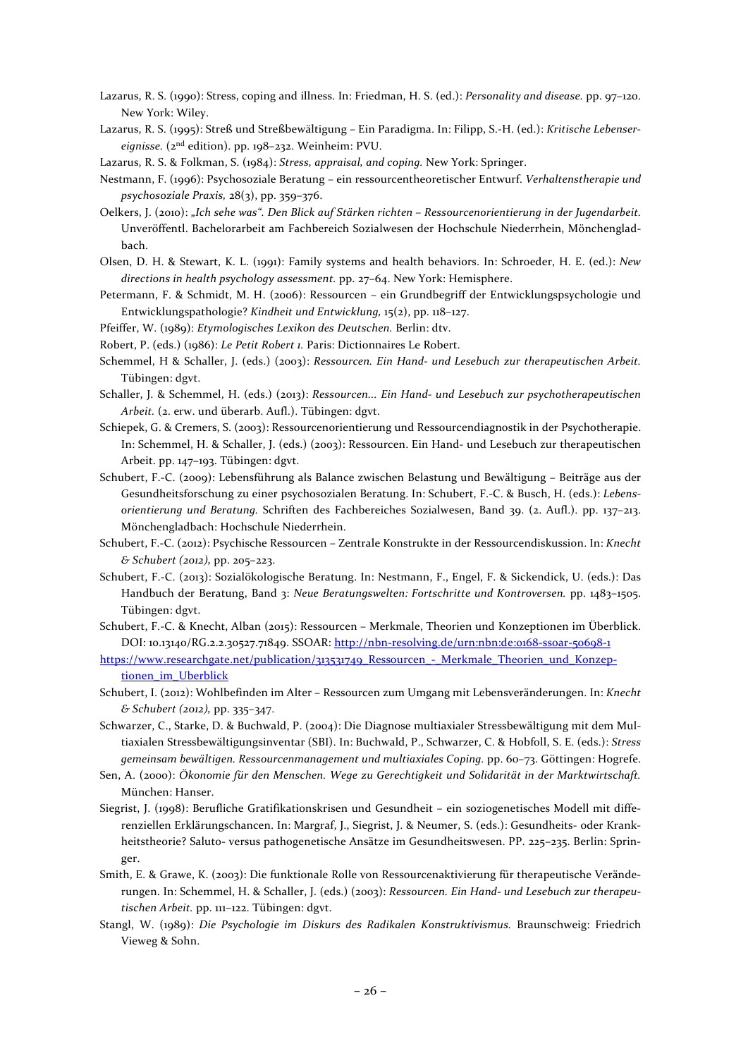Lazarus, R. S. (1990): Stress, coping and illness. In: Friedman, H. S. (ed.): *Personality and disease.* pp. 97–120. New York: Wiley.

Lazarus, R. S. (1995): Streß und Streßbewältigung – Ein Paradigma. In: Filipp, S.-H. (ed.): *Kritische Lebensereignisse.* (2nd edition). pp. 198–232. Weinheim: PVU.

Lazarus, R. S. & Folkman, S. (1984): *Stress, appraisal, and coping.* New York: Springer.

Nestmann, F. (1996): Psychosoziale Beratung – ein ressourcentheoretischer Entwurf. *Verhaltenstherapie und psychosoziale Praxis,* 28(3), pp. 359–376.

Oelkers, J. (2010): *„Ich sehe was". Den Blick auf Stärken richten – Ressourcenorientierung in der Jugendarbeit.* Unveröffentl. Bachelorarbeit am Fachbereich Sozialwesen der Hochschule Niederrhein, Mönchengladbach.

Olsen, D. H. & Stewart, K. L. (1991): Family systems and health behaviors. In: Schroeder, H. E. (ed.): *New directions in health psychology assessment.* pp. 27–64. New York: Hemisphere.

Petermann, F. & Schmidt, M. H. (2006): Ressourcen – ein Grundbegriff der Entwicklungspsychologie und Entwicklungspathologie? *Kindheit und Entwicklung,* 15(2), pp. 118–127.

Pfeiffer, W. (1989): *Etymologisches Lexikon des Deutschen.* Berlin: dtv.

Robert, P. (eds.) (1986): *Le Petit Robert 1.* Paris: Dictionnaires Le Robert.

Schemmel, H & Schaller, J. (eds.) (2003): *Ressourcen. Ein Hand- und Lesebuch zur therapeutischen Arbeit.* Tübingen: dgvt.

Schaller, J. & Schemmel, H. (eds.) (2013): *Ressourcen... Ein Hand- und Lesebuch zur psychotherapeutischen Arbeit.* (2. erw. und überarb. Aufl.). Tübingen: dgvt.

Schiepek, G. & Cremers, S. (2003): Ressourcenorientierung und Ressourcendiagnostik in der Psychotherapie. In: Schemmel, H. & Schaller, J. (eds.) (2003): Ressourcen. Ein Hand- und Lesebuch zur therapeutischen Arbeit. pp. 147–193. Tübingen: dgvt.

Schubert, F.-C. (2009): Lebensführung als Balance zwischen Belastung und Bewältigung – Beiträge aus der Gesundheitsforschung zu einer psychosozialen Beratung. In: Schubert, F.-C. & Busch, H. (eds.): *Lebensorientierung und Beratung.* Schriften des Fachbereiches Sozialwesen, Band 39. (2. Aufl.). pp. 137–213. Mönchengladbach: Hochschule Niederrhein.

Schubert, F.-C. (2012): Psychische Ressourcen – Zentrale Konstrukte in der Ressourcendiskussion. In: *Knecht & Schubert (2012),* pp. 205–223.

Schubert, F.-C. (2013): Sozialökologische Beratung. In: Nestmann, F., Engel, F. & Sickendick, U. (eds.): Das Handbuch der Beratung, Band 3: *Neue Beratungswelten: Fortschritte und Kontroversen.* pp. 1483–1505. Tübingen: dgvt.

Schubert, F.-C. & Knecht, Alban (2015): Ressourcen – Merkmale, Theorien und Konzeptionen im Überblick. DOI: 10.13140/RG.2.2.30527.71849. SSOAR: http://nbn-resolving.de/urn:nbn:de:0168-ssoar-50698-1 https://www.researchgate.net/publication/313531749_Ressourcen_-_Merkmale_Theorien_und_Konzeptionen_im_Uberblick

Schubert, I. (2012): Wohlbefinden im Alter – Ressourcen zum Umgang mit Lebensveränderungen. In: *Knecht & Schubert (2012),* pp. 335–347.

Schwarzer, C., Starke, D. & Buchwald, P. (2004): Die Diagnose multiaxialer Stressbewältigung mit dem Multiaxialen Stressbewältigungsinventar (SBI). In: Buchwald, P., Schwarzer, C. & Hobfoll, S. E. (eds.): *Stress gemeinsam bewältigen. Ressourcenmanagement und multiaxiales Coping.* pp. 60–73. Göttingen: Hogrefe.

Sen, A. (2000): *Ökonomie für den Menschen. Wege zu Gerechtigkeit und Solidarität in der Marktwirtschaft.* München: Hanser.

Siegrist, J. (1998): Berufliche Gratifikationskrisen und Gesundheit – ein soziogenetisches Modell mit differenziellen Erklärungschancen. In: Margraf, J., Siegrist, J. & Neumer, S. (eds.): Gesundheits- oder Krankheitstheorie? Saluto- versus pathogenetische Ansätze im Gesundheitswesen. PP. 225–235. Berlin: Springer.

Smith, E. & Grawe, K. (2003): Die funktionale Rolle von Ressourcenaktivierung für therapeutische Veränderungen. In: Schemmel, H. & Schaller, J. (eds.) (2003): *Ressourcen. Ein Hand- und Lesebuch zur therapeutischen Arbeit.* pp. 111–122. Tübingen: dgvt.

Stangl, W. (1989): *Die Psychologie im Diskurs des Radikalen Konstruktivismus.* Braunschweig: Friedrich Vieweg & Sohn.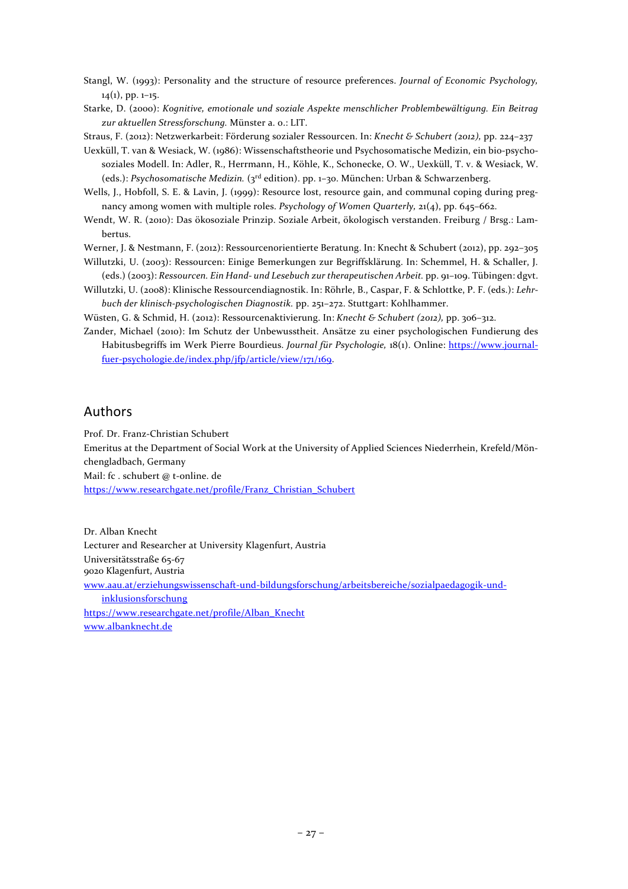Stangl, W. (1993): Personality and the structure of resource preferences. *Journal of Economic Psychology,* 14(1), pp. 1–15.

Starke, D. (2000): *Kognitive, emotionale und soziale Aspekte menschlicher Problembewältigung. Ein Beitrag zur aktuellen Stressforschung.* Münster a. o.: LIT.

Straus, F. (2012): Netzwerkarbeit: Förderung sozialer Ressourcen. In: *Knecht & Schubert (2012),* pp. 224–237

Uexküll, T. van & Wesiack, W. (1986): Wissenschaftstheorie und Psychosomatische Medizin, ein bio-psychosoziales Modell. In: Adler, R., Herrmann, H., Köhle, K., Schonecke, O. W., Uexküll, T. v. & Wesiack, W. (eds.): *Psychosomatische Medizin.* (3rd edition). pp. 1–30. München: Urban & Schwarzenberg.

Wells, J., Hobfoll, S. E. & Lavin, J. (1999): Resource lost, resource gain, and communal coping during pregnancy among women with multiple roles. *Psychology of Women Quarterly,* 21(4), pp. 645–662.

Wendt, W. R. (2010): Das ökosoziale Prinzip. Soziale Arbeit, ökologisch verstanden. Freiburg / Brsg.: Lambertus.

Werner, J. & Nestmann, F. (2012): Ressourcenorientierte Beratung. In: Knecht & Schubert (2012), pp. 292–305

Willutzki, U. (2003): Ressourcen: Einige Bemerkungen zur Begriffsklärung. In: Schemmel, H. & Schaller, J. (eds.) (2003): *Ressourcen. Ein Hand- und Lesebuch zur therapeutischen Arbeit.* pp. 91–109. Tübingen: dgvt.

Willutzki, U. (2008): Klinische Ressourcendiagnostik. In: Röhrle, B., Caspar, F. & Schlottke, P. F. (eds.): *Lehrbuch der klinisch-psychologischen Diagnostik.* pp. 251–272. Stuttgart: Kohlhammer.

Wüsten, G. & Schmid, H. (2012): Ressourcenaktivierung. In: *Knecht & Schubert (2012),* pp. 306–312.

Zander, Michael (2010): Im Schutz der Unbewusstheit. Ansätze zu einer psychologischen Fundierung des Habitusbegriffs im Werk Pierre Bourdieus. *Journal für Psychologie,* 18(1). Online: https://www.journal-fuer-psychologie.de/index.php/jfp/article/view/171/169.

## Authors

Prof. Dr. Franz-Christian Schubert
Emeritus at the Department of Social Work at the University of Applied Sciences Niederrhein, Krefeld/Mönchengladbach, Germany
Mail: fc . schubert @ t-online. de
https://www.researchgate.net/profile/Franz_Christian_Schubert

Dr. Alban Knecht
Lecturer and Researcher at University Klagenfurt, Austria
Universitätsstraße 65-67
9020 Klagenfurt, Austria
www.aau.at/erziehungswissenschaft-und-bildungsforschung/arbeitsbereiche/sozialpaedagogik-und-inklusionsforschung
https://www.researchgate.net/profile/Alban_Knecht
www.albanknecht.de